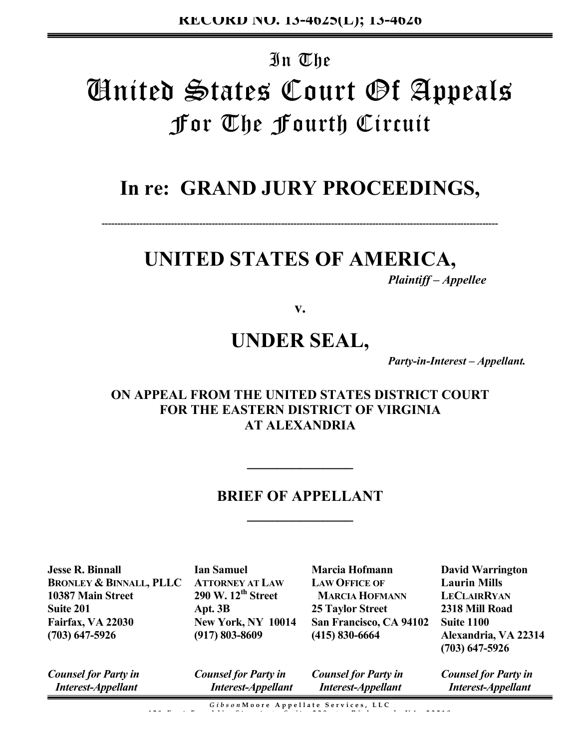**RECORD NO. 13-4625(L); 13-4626**

# In The
# United States Court Of Appeals
## For The Fourth Circuit

## In re: GRAND JURY PROCEEDINGS,

---

## UNITED STATES OF AMERICA,

*Plaintiff – Appellee*

**v.**

## UNDER SEAL,

*Party-in-Interest – Appellant.*

**ON APPEAL FROM THE UNITED STATES DISTRICT COURT FOR THE EASTERN DISTRICT OF VIRGINIA AT ALEXANDRIA**

---

**BRIEF OF APPELLANT**

---

**Jesse R. Binnall**
**BRONLEY & BINNALL, PLLC**
**10387 Main Street**
**Suite 201**
**Fairfax, VA 22030**
**(703) 647-5926**

*Counsel for Party in Interest-Appellant*

**Ian Samuel**
**ATTORNEY AT LAW**
**290 W. 12th Street**
**Apt. 3B**
**New York, NY 10014**
**(917) 803-8609**

*Counsel for Party in Interest-Appellant*

**Marcia Hofmann**
**LAW OFFICE OF MARCIA HOFMANN**
**25 Taylor Street**
**San Francisco, CA 94102**
**(415) 830-6664**

*Counsel for Party in Interest-Appellant*

**David Warrington**
**Laurin Mills**
**LECLAIRRYAN**
**2318 Mill Road**
**Suite 1100**
**Alexandria, VA 22314**
**(703) 647-5926**

*Counsel for Party in Interest-Appellant*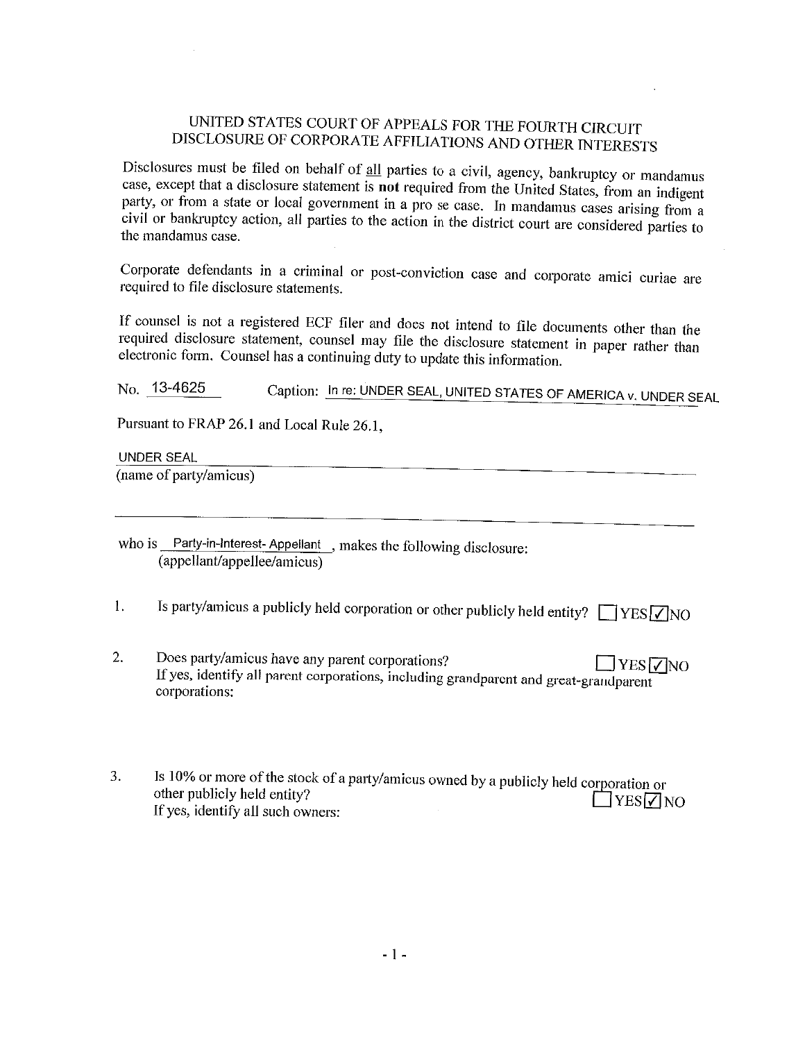# UNITED STATES COURT OF APPEALS FOR THE FOURTH CIRCUIT
## DISCLOSURE OF CORPORATE AFFILIATIONS AND OTHER INTERESTS

Disclosures must be filed on behalf of all parties to a civil, agency, bankruptcy or mandamus case, except that a disclosure statement is **not** required from the United States, from an indigent party, or from a state or local government in a pro se case. In mandamus cases arising from a civil or bankruptcy action, all parties to the action in the district court are considered parties to the mandamus case.

Corporate defendants in a criminal or post-conviction case and corporate amici curiae are required to file disclosure statements.

If counsel is not a registered ECF filer and does not intend to file documents other than the required disclosure statement, counsel may file the disclosure statement in paper rather than electronic form. Counsel has a continuing duty to update this information.

No. 13-4625 Caption: In re: UNDER SEAL, UNITED STATES OF AMERICA v. UNDER SEAL

Pursuant to FRAP 26.1 and Local Rule 26.1,

UNDER SEAL
(name of party/amicus)

who is Party-in-Interest- Appellant , makes the following disclosure:
(appellant/appellee/amicus)

1. Is party/amicus a publicly held corporation or other publicly held entity? ☐ YES ☑ NO

2. Does party/amicus have any parent corporations? ☐ YES ☑ NO
If yes, identify all parent corporations, including grandparent and great-grandparent corporations:

3. Is 10% or more of the stock of a party/amicus owned by a publicly held corporation or other publicly held entity? ☐ YES ☑ NO
If yes, identify all such owners: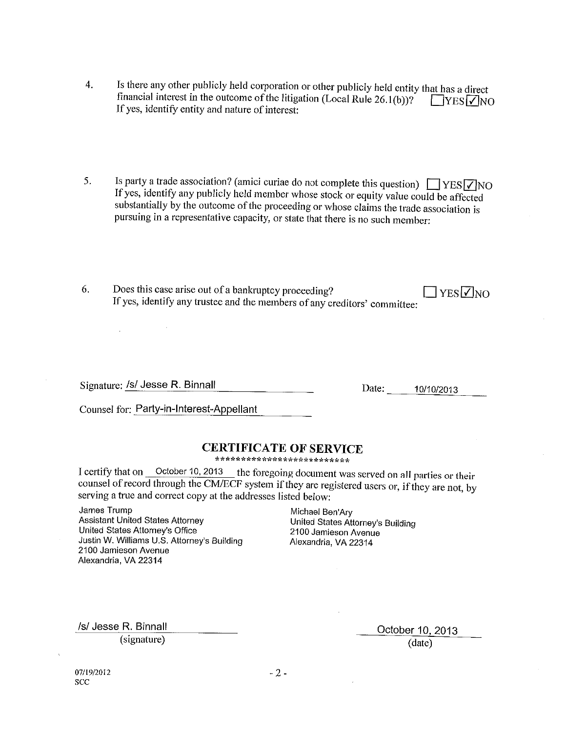4. Is there any other publicly held corporation or other publicly held entity that has a direct financial interest in the outcome of the litigation (Local Rule 26.1(b))? ☐YES ☑NO
If yes, identify entity and nature of interest:

5. Is party a trade association? (amici curiae do not complete this question) ☐YES ☑NO
If yes, identify any publicly held member whose stock or equity value could be affected substantially by the outcome of the proceeding or whose claims the trade association is pursuing in a representative capacity, or state that there is no such member:

6. Does this case arise out of a bankruptcy proceeding? ☐YES ☑NO
If yes, identify any trustee and the members of any creditors' committee:

Signature: /s/ Jesse R. Binnall Date: 10/10/2013

Counsel for: Party-in-Interest-Appellant

## CERTIFICATE OF SERVICE

**************************

I certify that on October 10, 2013 the foregoing document was served on all parties or their counsel of record through the CM/ECF system if they are registered users or, if they are not, by serving a true and correct copy at the addresses listed below:

James Trump
Assistant United States Attorney
United States Attorney's Office
Justin W. Williams U.S. Attorney's Building
2100 Jamieson Avenue
Alexandria, VA 22314

Michael Ben'Ary
United States Attorney's Building
2100 Jamieson Avenue
Alexandria, VA 22314

/s/ Jesse R. Binnall
(signature)

October 10, 2013
(date)

07/19/2012
SCC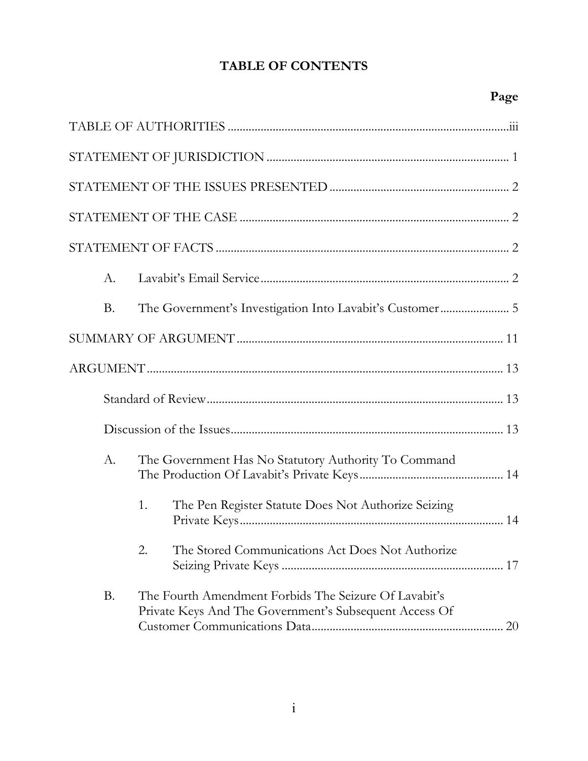# TABLE OF CONTENTS

| | Page |
|---|---|
| TABLE OF AUTHORITIES | iii |
| STATEMENT OF JURISDICTION | 1 |
| STATEMENT OF THE ISSUES PRESENTED | 2 |
| STATEMENT OF THE CASE | 2 |
| STATEMENT OF FACTS | 2 |
| A. Lavabit's Email Service | 2 |
| B. The Government's Investigation Into Lavabit's Customer | 5 |
| SUMMARY OF ARGUMENT | 11 |
| ARGUMENT | 13 |
| Standard of Review | 13 |
| Discussion of the Issues | 13 |
| A. The Government Has No Statutory Authority To Command The Production Of Lavabit's Private Keys | 14 |
| 1. The Pen Register Statute Does Not Authorize Seizing Private Keys | 14 |
| 2. The Stored Communications Act Does Not Authorize Seizing Private Keys | 17 |
| B. The Fourth Amendment Forbids The Seizure Of Lavabit's Private Keys And The Government's Subsequent Access Of Customer Communications Data | 20 |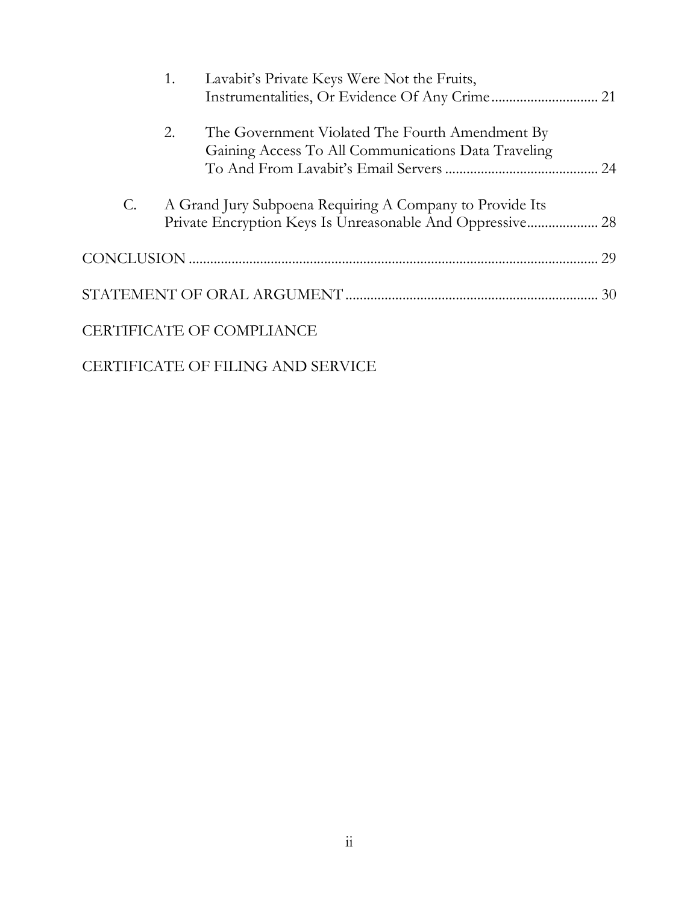1. Lavabit's Private Keys Were Not the Fruits, Instrumentalities, Or Evidence Of Any Crime ............................ 21

2. The Government Violated The Fourth Amendment By Gaining Access To All Communications Data Traveling To And From Lavabit's Email Servers ........................................... 24

C. A Grand Jury Subpoena Requiring A Company to Provide Its Private Encryption Keys Is Unreasonable And Oppressive.................... 28

CONCLUSION ................................................................................................... 29

STATEMENT OF ORAL ARGUMENT ...................................................................... 30

CERTIFICATE OF COMPLIANCE

CERTIFICATE OF FILING AND SERVICE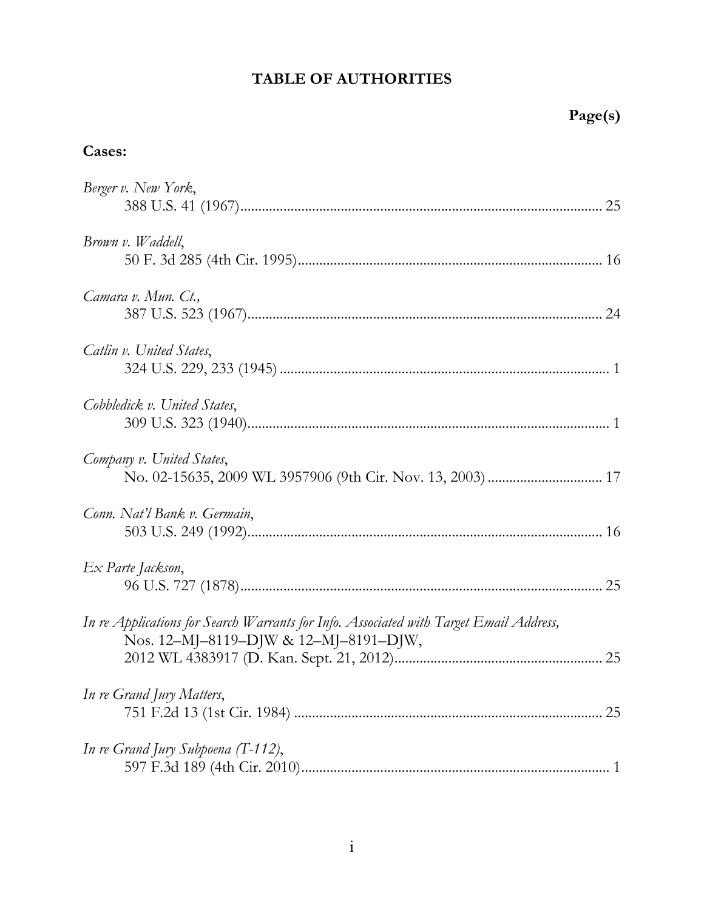# TABLE OF AUTHORITIES

**Page(s)**

**Cases:**

*Berger v. New York*,
388 U.S. 41 (1967)........................................................................................ 25

*Brown v. Waddell*,
50 F. 3d 285 (4th Cir. 1995)...................................................................... 16

*Camara v. Mun. Ct.,*
387 U.S. 523 (1967)...................................................................................... 24

*Catlin v. United States*,
324 U.S. 229, 233 (1945) ............................................................................. 1

*Cobbledick v. United States*,
309 U.S. 323 (1940)....................................................................................... 1

*Company v. United States*,
No. 02-15635, 2009 WL 3957906 (9th Cir. Nov. 13, 2003) ................................ 17

*Conn. Nat'l Bank v. Germain*,
503 U.S. 249 (1992)...................................................................................... 16

*Ex Parte Jackson*,
96 U.S. 727 (1878)........................................................................................ 25

*In re Applications for Search Warrants for Info. Associated with Target Email Address,*
Nos. 12–MJ–8119–DJW & 12–MJ–8191–DJW,
2012 WL 4383917 (D. Kan. Sept. 21, 2012).......................................................... 25

*In re Grand Jury Matters*,
751 F.2d 13 (1st Cir. 1984) .......................................................................... 25

*In re Grand Jury Subpoena (T-112)*,
597 F.3d 189 (4th Cir. 2010)........................................................................... 1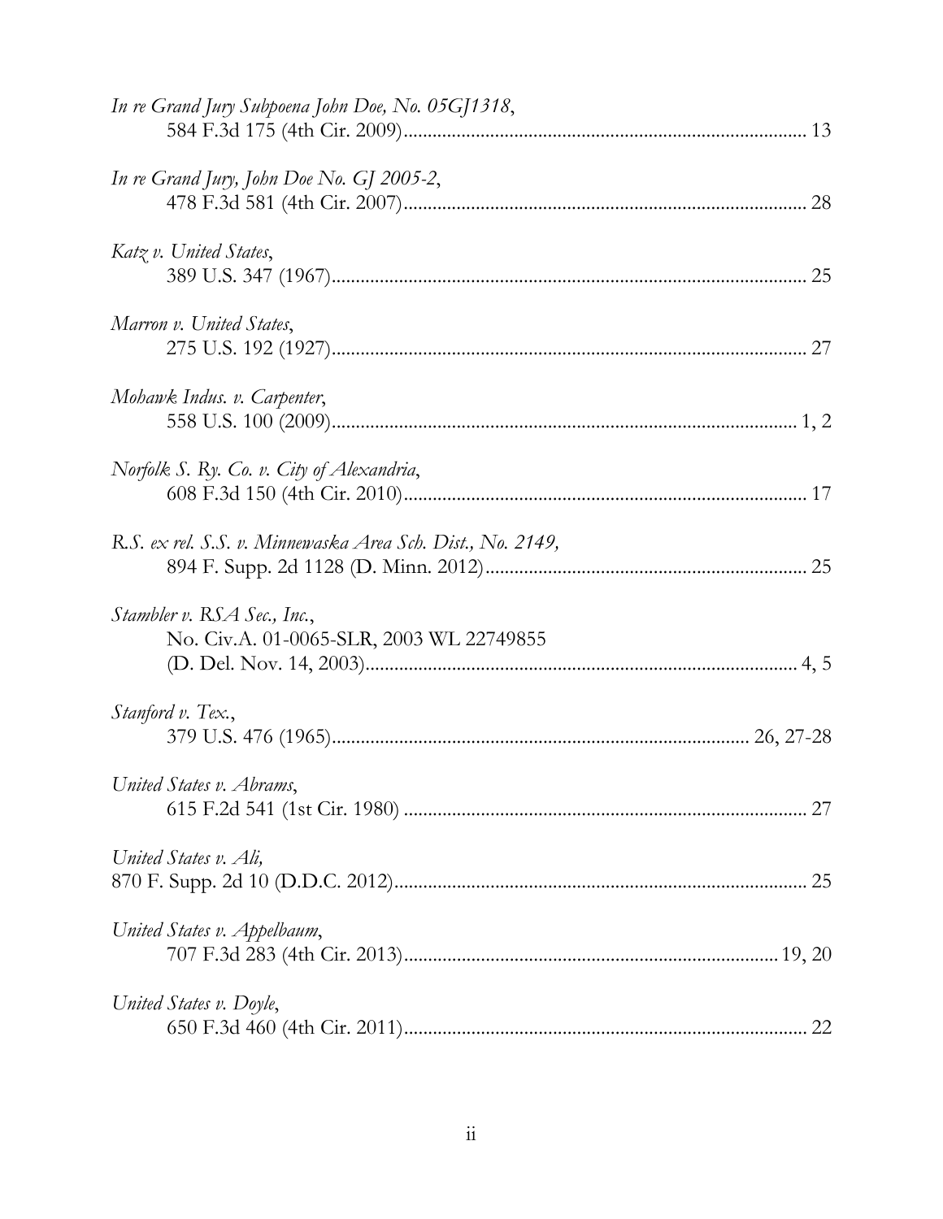*In re Grand Jury Subpoena John Doe, No. 05GJ1318*,
584 F.3d 175 (4th Cir. 2009)...................................................................................... 13

*In re Grand Jury, John Doe No. GJ 2005-2*,
478 F.3d 581 (4th Cir. 2007)...................................................................................... 28

*Katz v. United States*,
389 U.S. 347 (1967)................................................................................................... 25

*Marron v. United States*,
275 U.S. 192 (1927)................................................................................................... 27

*Mohawk Indus. v. Carpenter*,
558 U.S. 100 (2009)................................................................................................ 1, 2

*Norfolk S. Ry. Co. v. City of Alexandria*,
608 F.3d 150 (4th Cir. 2010)...................................................................................... 17

*R.S. ex rel. S.S. v. Minnewaska Area Sch. Dist., No. 2149,*
894 F. Supp. 2d 1128 (D. Minn. 2012)...................................................................... 25

*Stambler v. RSA Sec., Inc.*,
No. Civ.A. 01-0065-SLR, 2003 WL 22749855
(D. Del. Nov. 14, 2003)........................................................................................... 4, 5

*Stanford v. Tex.*,
379 U.S. 476 (1965)........................................................................................ 26, 27-28

*United States v. Abrams*,
615 F.2d 541 (1st Cir. 1980) ..................................................................................... 27

*United States v. Ali,*
870 F. Supp. 2d 10 (D.D.C. 2012)............................................................................. 25

*United States v. Appelbaum*,
707 F.3d 283 (4th Cir. 2013)................................................................................ 19, 20

*United States v. Doyle*,
650 F.3d 460 (4th Cir. 2011)...................................................................................... 22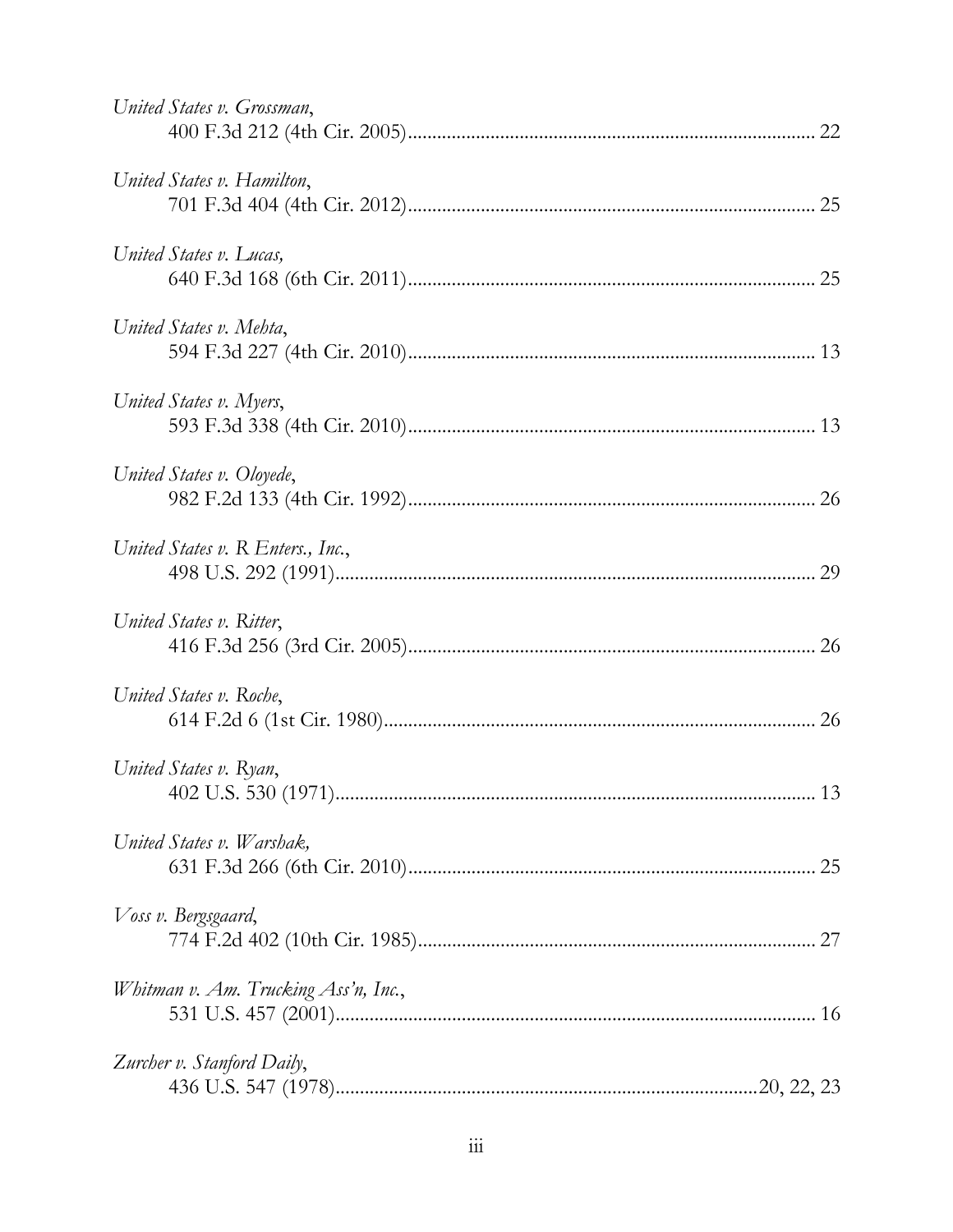*United States v. Grossman*,
400 F.3d 212 (4th Cir. 2005)................................................................................... 22

*United States v. Hamilton*,
701 F.3d 404 (4th Cir. 2012)................................................................................... 25

*United States v. Lucas,*
640 F.3d 168 (6th Cir. 2011)................................................................................... 25

*United States v. Mehta*,
594 F.3d 227 (4th Cir. 2010)................................................................................... 13

*United States v. Myers*,
593 F.3d 338 (4th Cir. 2010)................................................................................... 13

*United States v. Oloyede*,
982 F.2d 133 (4th Cir. 1992)................................................................................... 26

*United States v. R Enters., Inc.*,
498 U.S. 292 (1991)................................................................................................. 29

*United States v. Ritter*,
416 F.3d 256 (3rd Cir. 2005)................................................................................... 26

*United States v. Roche*,
614 F.2d 6 (1st Cir. 1980)....................................................................................... 26

*United States v. Ryan*,
402 U.S. 530 (1971)................................................................................................. 13

*United States v. Warshak,*
631 F.3d 266 (6th Cir. 2010)................................................................................... 25

*Voss v. Bergsgaard*,
774 F.2d 402 (10th Cir. 1985)................................................................................. 27

*Whitman v. Am. Trucking Ass'n, Inc.*,
531 U.S. 457 (2001)................................................................................................. 16

*Zurcher v. Stanford Daily*,
436 U.S. 547 (1978).....................................................................................20, 22, 23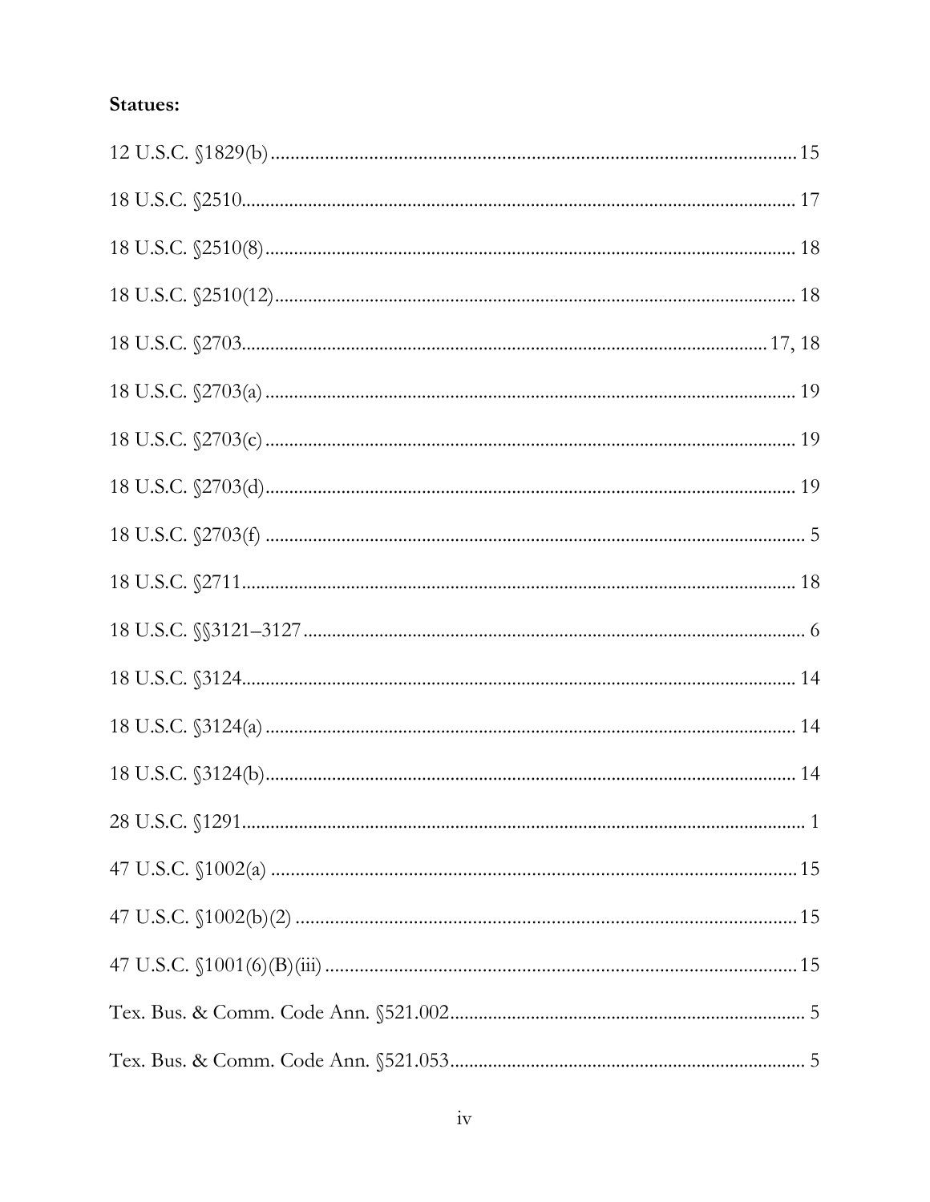**Statues:**

12 U.S.C. §1829(b) ........................................................................................ 15

18 U.S.C. §2510 ............................................................................................ 17

18 U.S.C. §2510(8) ........................................................................................ 18

18 U.S.C. §2510(12) ...................................................................................... 18

18 U.S.C. §2703 ............................................................................................ 17, 18

18 U.S.C. §2703(a) ........................................................................................ 19

18 U.S.C. §2703(c) ........................................................................................ 19

18 U.S.C. §2703(d) ........................................................................................ 19

18 U.S.C. §2703(f) ......................................................................................... 5

18 U.S.C. §2711 ............................................................................................ 18

18 U.S.C. §§3121–3127 ................................................................................. 6

18 U.S.C. §3124 ............................................................................................ 14

18 U.S.C. §3124(a) ........................................................................................ 14

18 U.S.C. §3124(b) ........................................................................................ 14

28 U.S.C. §1291 ............................................................................................ 1

47 U.S.C. §1002(a) ........................................................................................ 15

47 U.S.C. §1002(b)(2) .................................................................................... 15

47 U.S.C. §1001(6)(B)(iii) .............................................................................. 15

Tex. Bus. & Comm. Code Ann. §521.002 ......................................................... 5

Tex. Bus. & Comm. Code Ann. §521.053 ......................................................... 5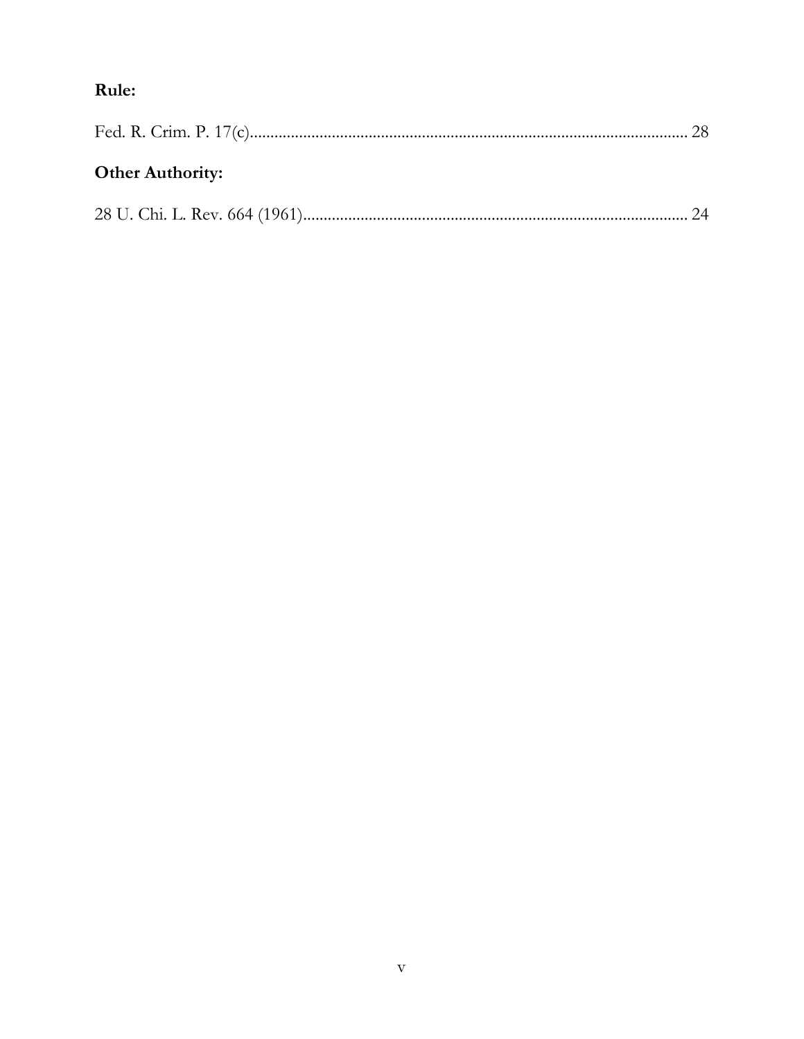**Rule:**

Fed. R. Crim. P. 17(c)............................................................................................................ 28

**Other Authority:**

28 U. Chi. L. Rev. 664 (1961).............................................................................................. 24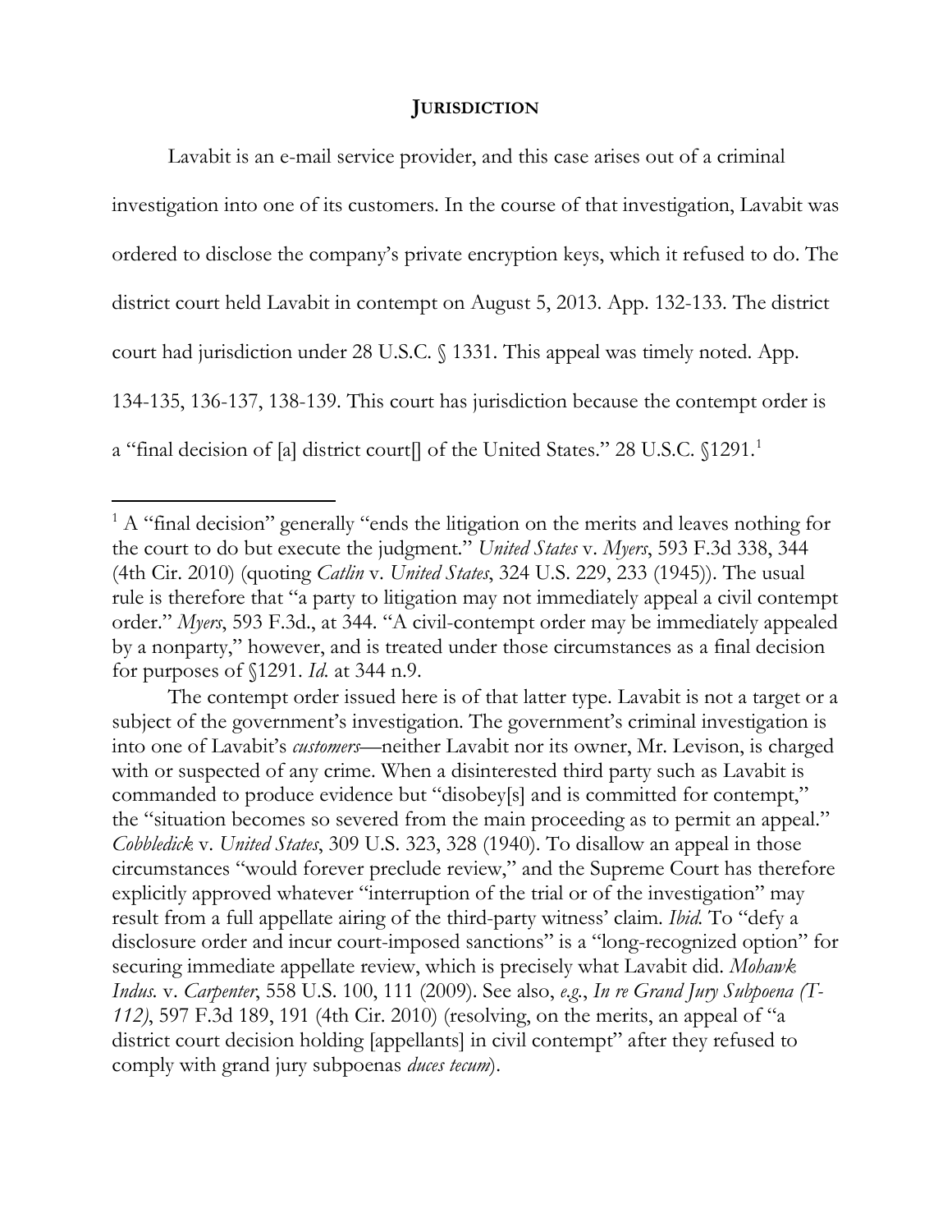## JURISDICTION

Lavabit is an e-mail service provider, and this case arises out of a criminal investigation into one of its customers. In the course of that investigation, Lavabit was ordered to disclose the company's private encryption keys, which it refused to do. The district court held Lavabit in contempt on August 5, 2013. App. 132-133. The district court had jurisdiction under 28 U.S.C. § 1331. This appeal was timely noted. App. 134-135, 136-137, 138-139. This court has jurisdiction because the contempt order is a "final decision of [a] district court[] of the United States." 28 U.S.C. §1291.[1]

[1] A "final decision" generally "ends the litigation on the merits and leaves nothing for the court to do but execute the judgment." *United States* v. *Myers*, 593 F.3d 338, 344 (4th Cir. 2010) (quoting *Catlin* v. *United States*, 324 U.S. 229, 233 (1945)). The usual rule is therefore that "a party to litigation may not immediately appeal a civil contempt order." *Myers*, 593 F.3d., at 344. "A civil-contempt order may be immediately appealed by a nonparty," however, and is treated under those circumstances as a final decision for purposes of §1291. *Id.* at 344 n.9.

The contempt order issued here is of that latter type. Lavabit is not a target or a subject of the government's investigation. The government's criminal investigation is into one of Lavabit's *customers*—neither Lavabit nor its owner, Mr. Levison, is charged with or suspected of any crime. When a disinterested third party such as Lavabit is commanded to produce evidence but "disobey[s] and is committed for contempt," the "situation becomes so severed from the main proceeding as to permit an appeal." *Cobbledick* v. *United States*, 309 U.S. 323, 328 (1940). To disallow an appeal in those circumstances "would forever preclude review," and the Supreme Court has therefore explicitly approved whatever "interruption of the trial or of the investigation" may result from a full appellate airing of the third-party witness' claim. *Ibid.* To "defy a disclosure order and incur court-imposed sanctions" is a "long-recognized option" for securing immediate appellate review, which is precisely what Lavabit did. *Mohawk Indus.* v. *Carpenter*, 558 U.S. 100, 111 (2009). See also, *e.g.*, *In re Grand Jury Subpoena (T-112)*, 597 F.3d 189, 191 (4th Cir. 2010) (resolving, on the merits, an appeal of "a district court decision holding [appellants] in civil contempt" after they refused to comply with grand jury subpoenas *duces tecum*).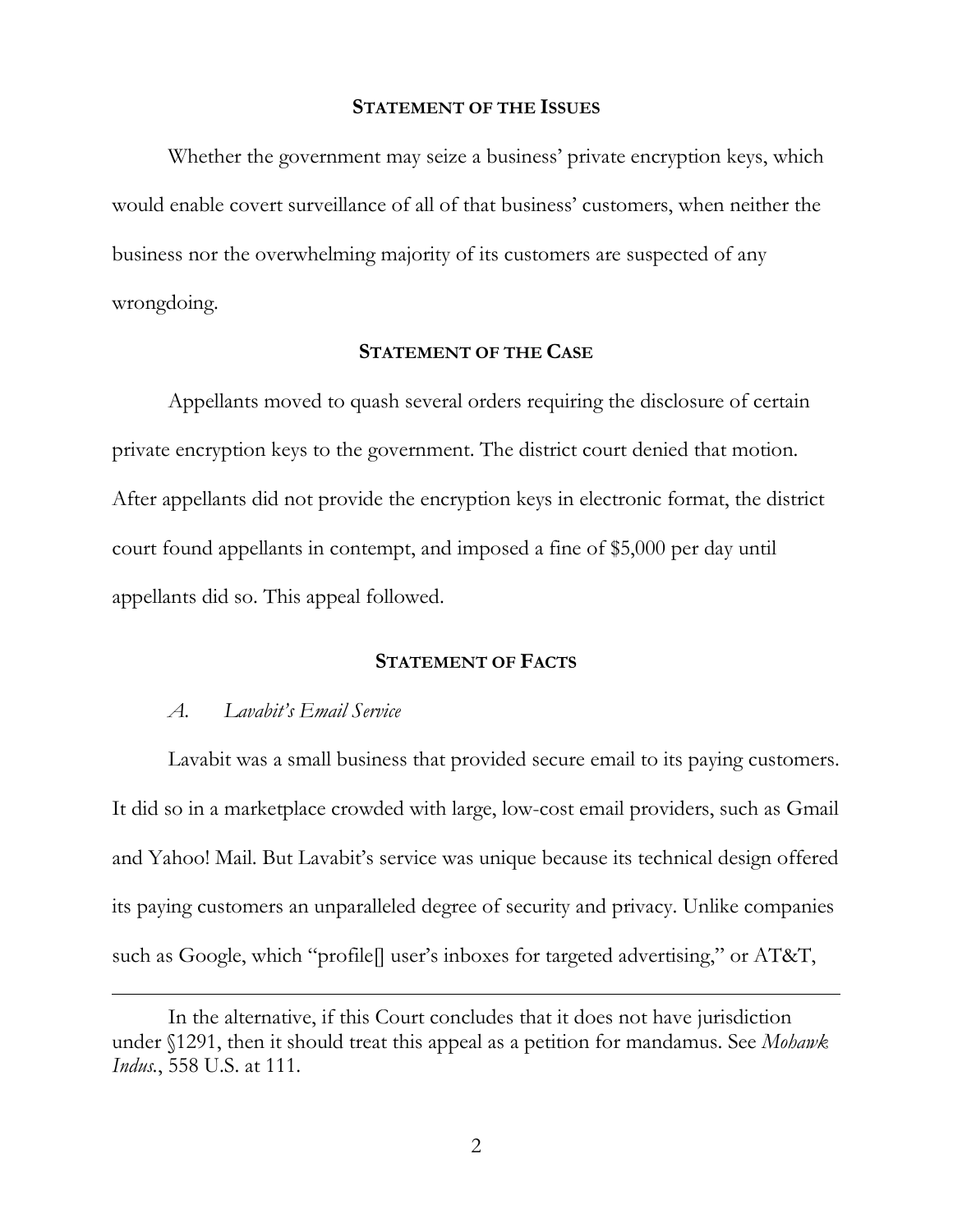## STATEMENT OF THE ISSUES

Whether the government may seize a business' private encryption keys, which would enable covert surveillance of all of that business' customers, when neither the business nor the overwhelming majority of its customers are suspected of any wrongdoing.

## STATEMENT OF THE CASE

Appellants moved to quash several orders requiring the disclosure of certain private encryption keys to the government. The district court denied that motion. After appellants did not provide the encryption keys in electronic format, the district court found appellants in contempt, and imposed a fine of $5,000 per day until appellants did so. This appeal followed.

## STATEMENT OF FACTS

### *A. Lavabit's Email Service*

Lavabit was a small business that provided secure email to its paying customers. It did so in a marketplace crowded with large, low-cost email providers, such as Gmail and Yahoo! Mail. But Lavabit's service was unique because its technical design offered its paying customers an unparalleled degree of security and privacy. Unlike companies such as Google, which "profile[] user's inboxes for targeted advertising," or AT&T,

---

In the alternative, if this Court concludes that it does not have jurisdiction under §1291, then it should treat this appeal as a petition for mandamus. See *Mohawk Indus.*, 558 U.S. at 111.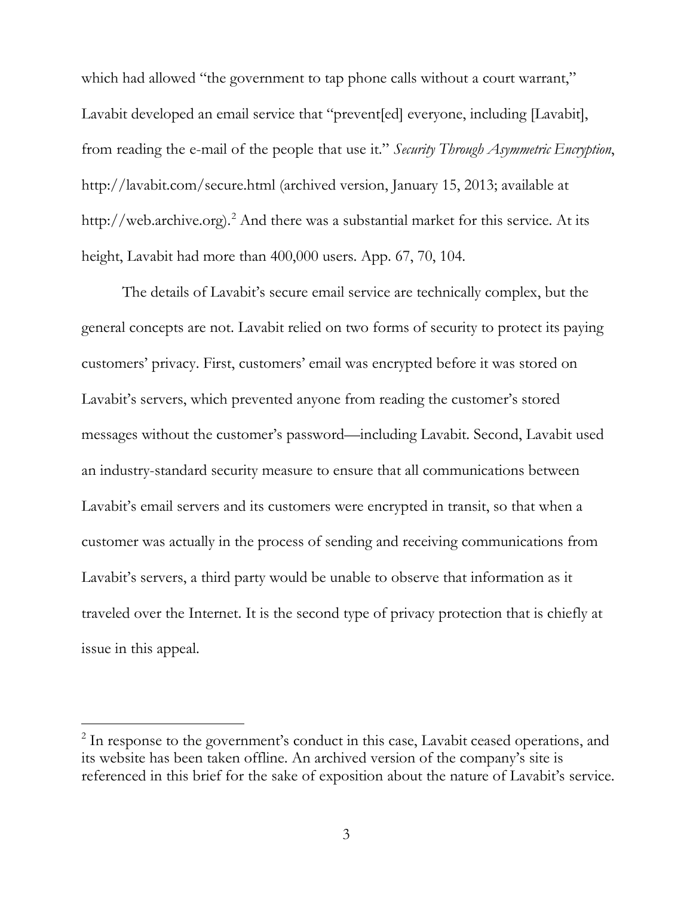which had allowed "the government to tap phone calls without a court warrant," Lavabit developed an email service that "prevent[ed] everyone, including [Lavabit], from reading the e-mail of the people that use it." *Security Through Asymmetric Encryption*, http://lavabit.com/secure.html (archived version, January 15, 2013; available at http://web.archive.org).[2] And there was a substantial market for this service. At its height, Lavabit had more than 400,000 users. App. 67, 70, 104.

The details of Lavabit's secure email service are technically complex, but the general concepts are not. Lavabit relied on two forms of security to protect its paying customers' privacy. First, customers' email was encrypted before it was stored on Lavabit's servers, which prevented anyone from reading the customer's stored messages without the customer's password—including Lavabit. Second, Lavabit used an industry-standard security measure to ensure that all communications between Lavabit's email servers and its customers were encrypted in transit, so that when a customer was actually in the process of sending and receiving communications from Lavabit's servers, a third party would be unable to observe that information as it traveled over the Internet. It is the second type of privacy protection that is chiefly at issue in this appeal.

---

[2] In response to the government's conduct in this case, Lavabit ceased operations, and its website has been taken offline. An archived version of the company's site is referenced in this brief for the sake of exposition about the nature of Lavabit's service.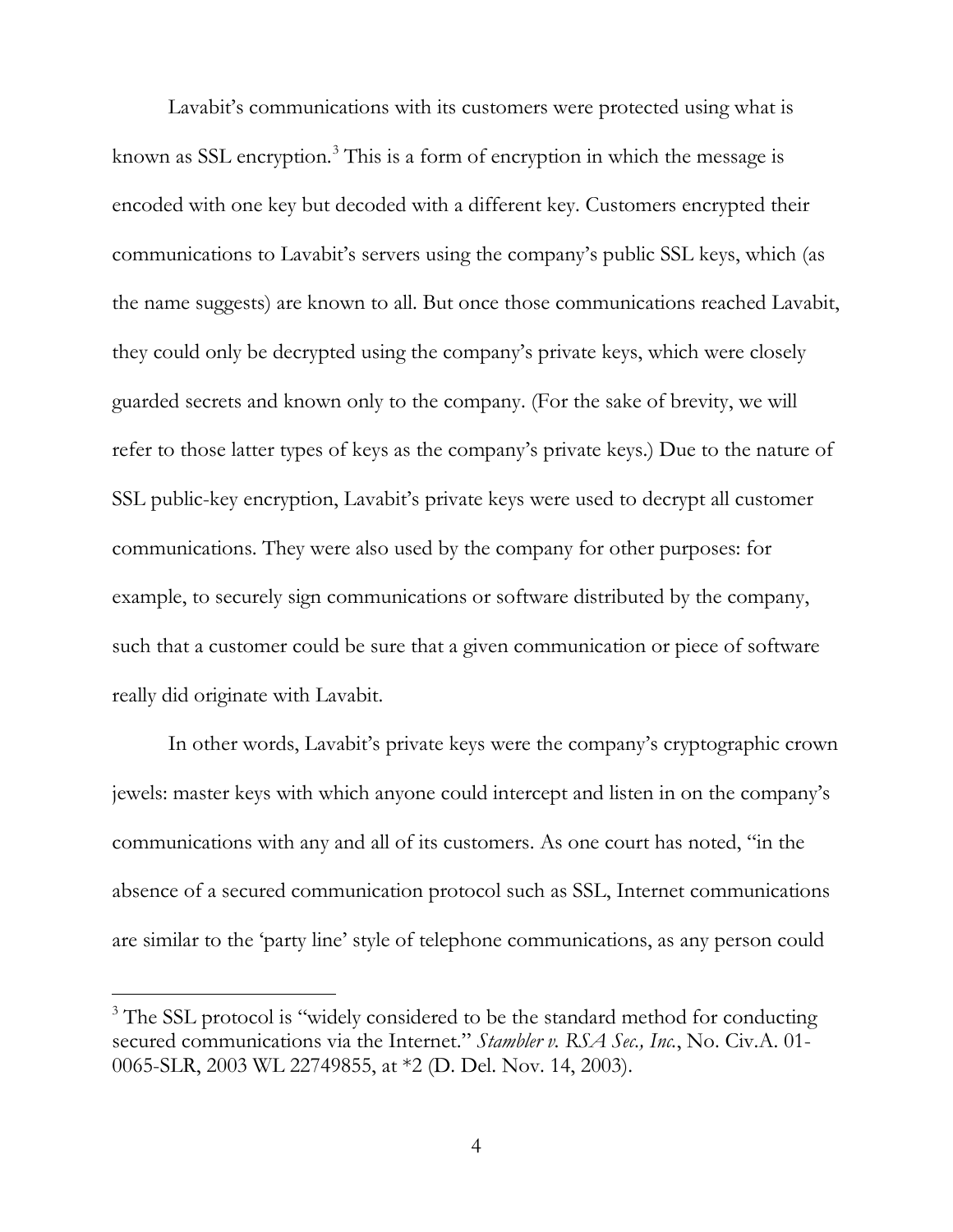Lavabit's communications with its customers were protected using what is known as SSL encryption.[3] This is a form of encryption in which the message is encoded with one key but decoded with a different key. Customers encrypted their communications to Lavabit's servers using the company's public SSL keys, which (as the name suggests) are known to all. But once those communications reached Lavabit, they could only be decrypted using the company's private keys, which were closely guarded secrets and known only to the company. (For the sake of brevity, we will refer to those latter types of keys as the company's private keys.) Due to the nature of SSL public-key encryption, Lavabit's private keys were used to decrypt all customer communications. They were also used by the company for other purposes: for example, to securely sign communications or software distributed by the company, such that a customer could be sure that a given communication or piece of software really did originate with Lavabit.

In other words, Lavabit's private keys were the company's cryptographic crown jewels: master keys with which anyone could intercept and listen in on the company's communications with any and all of its customers. As one court has noted, "in the absence of a secured communication protocol such as SSL, Internet communications are similar to the 'party line' style of telephone communications, as any person could

---

[3] The SSL protocol is "widely considered to be the standard method for conducting secured communications via the Internet." *Stambler v. RSA Sec., Inc.*, No. Civ.A. 01-0065-SLR, 2003 WL 22749855, at *2 (D. Del. Nov. 14, 2003).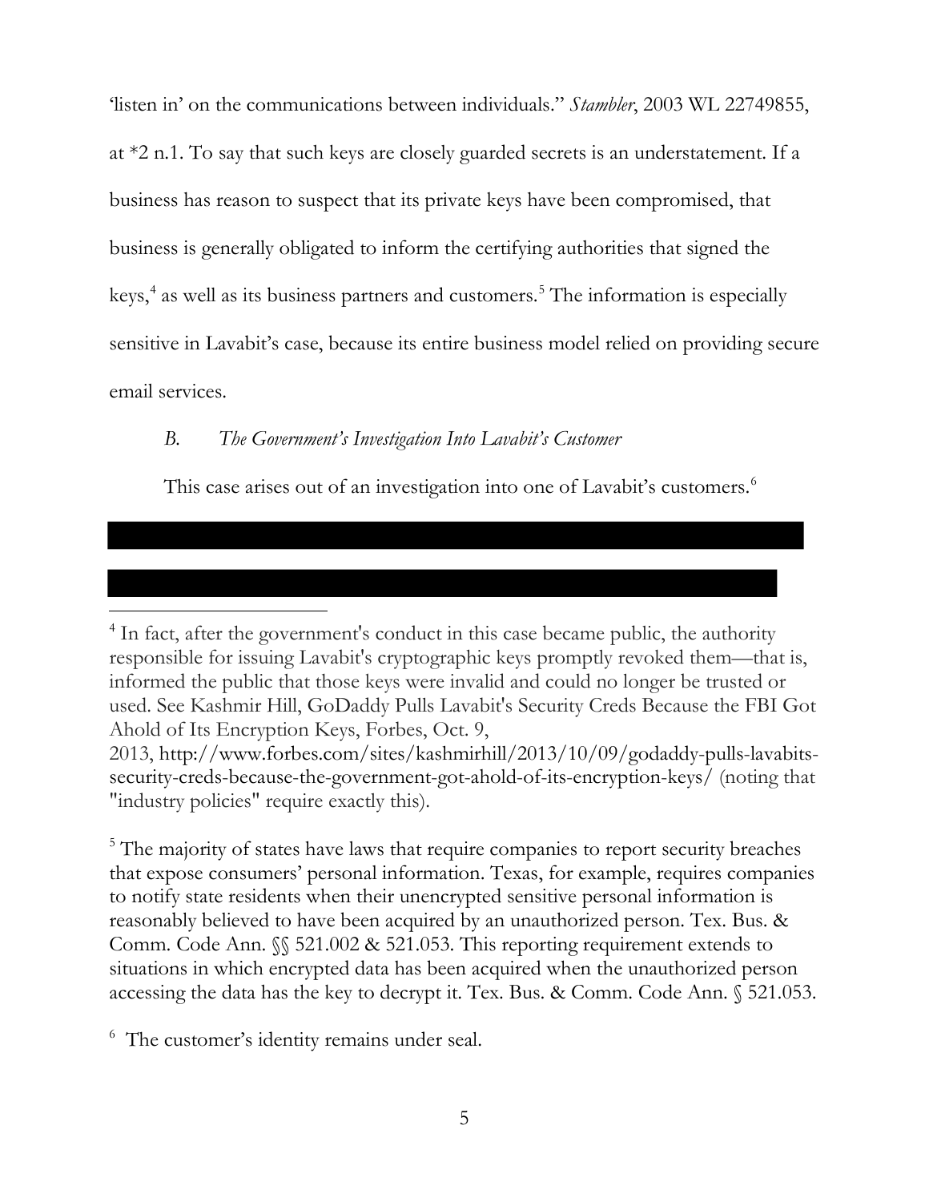'listen in' on the communications between individuals." *Stambler*, 2003 WL 22749855, at *2 n.1. To say that such keys are closely guarded secrets is an understatement. If a business has reason to suspect that its private keys have been compromised, that business is generally obligated to inform the certifying authorities that signed the keys,[4] as well as its business partners and customers.[5] The information is especially sensitive in Lavabit's case, because its entire business model relied on providing secure email services.

### *B. The Government's Investigation Into Lavabit's Customer*

This case arises out of an investigation into one of Lavabit's customers.[6]

[4] In fact, after the government's conduct in this case became public, the authority responsible for issuing Lavabit's cryptographic keys promptly revoked them—that is, informed the public that those keys were invalid and could no longer be trusted or used. See Kashmir Hill, GoDaddy Pulls Lavabit's Security Creds Because the FBI Got Ahold of Its Encryption Keys, Forbes, Oct. 9, 2013, http://www.forbes.com/sites/kashmirhill/2013/10/09/godaddy-pulls-lavabits-security-creds-because-the-government-got-ahold-of-its-encryption-keys/ (noting that "industry policies" require exactly this).

[5] The majority of states have laws that require companies to report security breaches that expose consumers' personal information. Texas, for example, requires companies to notify state residents when their unencrypted sensitive personal information is reasonably believed to have been acquired by an unauthorized person. Tex. Bus. & Comm. Code Ann. §§ 521.002 & 521.053. This reporting requirement extends to situations in which encrypted data has been acquired when the unauthorized person accessing the data has the key to decrypt it. Tex. Bus. & Comm. Code Ann. § 521.053.

[6] The customer's identity remains under seal.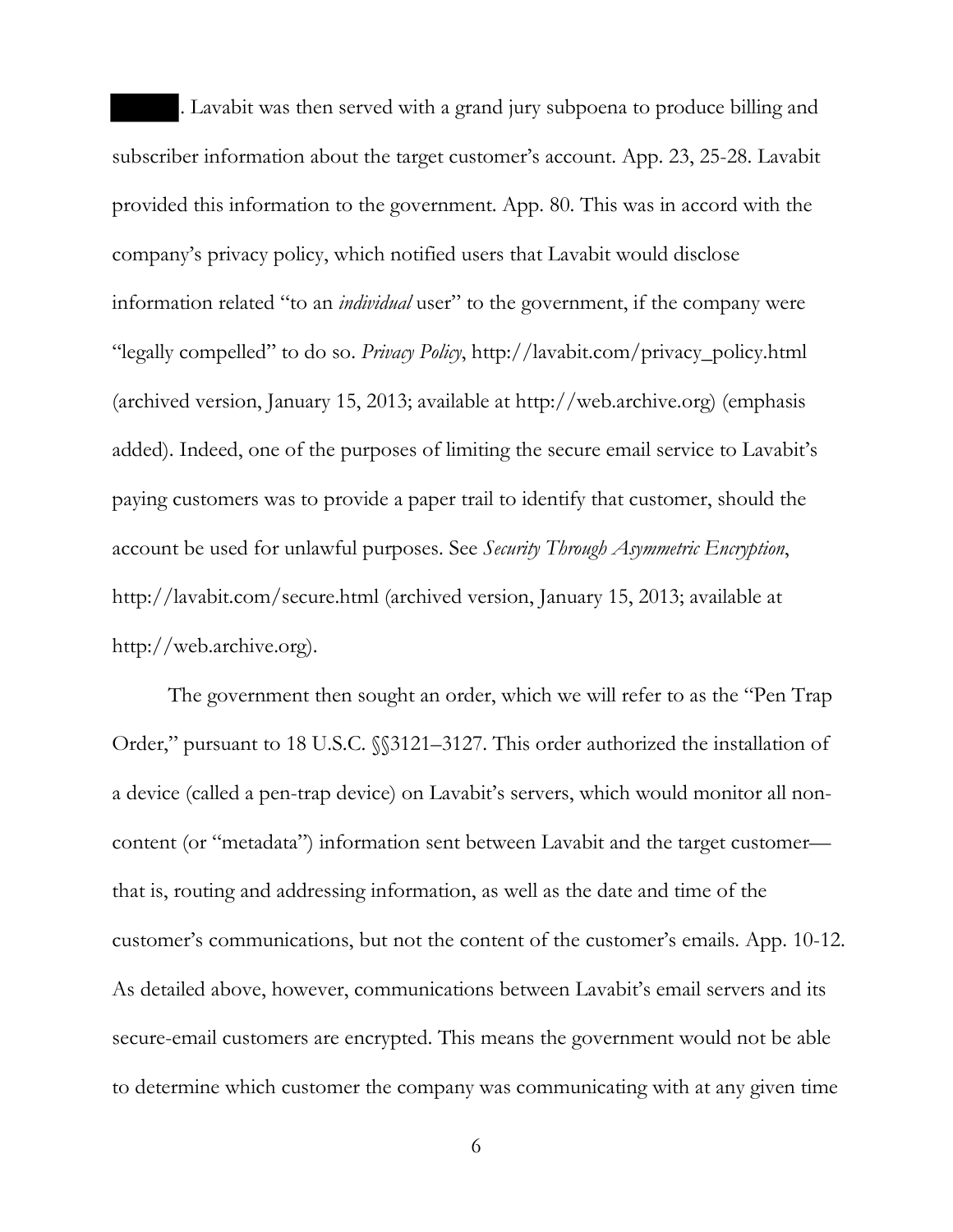█████. Lavabit was then served with a grand jury subpoena to produce billing and subscriber information about the target customer's account. App. 23, 25-28. Lavabit provided this information to the government. App. 80. This was in accord with the company's privacy policy, which notified users that Lavabit would disclose information related "to an *individual* user" to the government, if the company were "legally compelled" to do so. *Privacy Policy*, http://lavabit.com/privacy_policy.html (archived version, January 15, 2013; available at http://web.archive.org) (emphasis added). Indeed, one of the purposes of limiting the secure email service to Lavabit's paying customers was to provide a paper trail to identify that customer, should the account be used for unlawful purposes. See *Security Through Asymmetric Encryption*, http://lavabit.com/secure.html (archived version, January 15, 2013; available at http://web.archive.org).

The government then sought an order, which we will refer to as the "Pen Trap Order," pursuant to 18 U.S.C. §§3121–3127. This order authorized the installation of a device (called a pen-trap device) on Lavabit's servers, which would monitor all non-content (or "metadata") information sent between Lavabit and the target customer—that is, routing and addressing information, as well as the date and time of the customer's communications, but not the content of the customer's emails. App. 10-12. As detailed above, however, communications between Lavabit's email servers and its secure-email customers are encrypted. This means the government would not be able to determine which customer the company was communicating with at any given time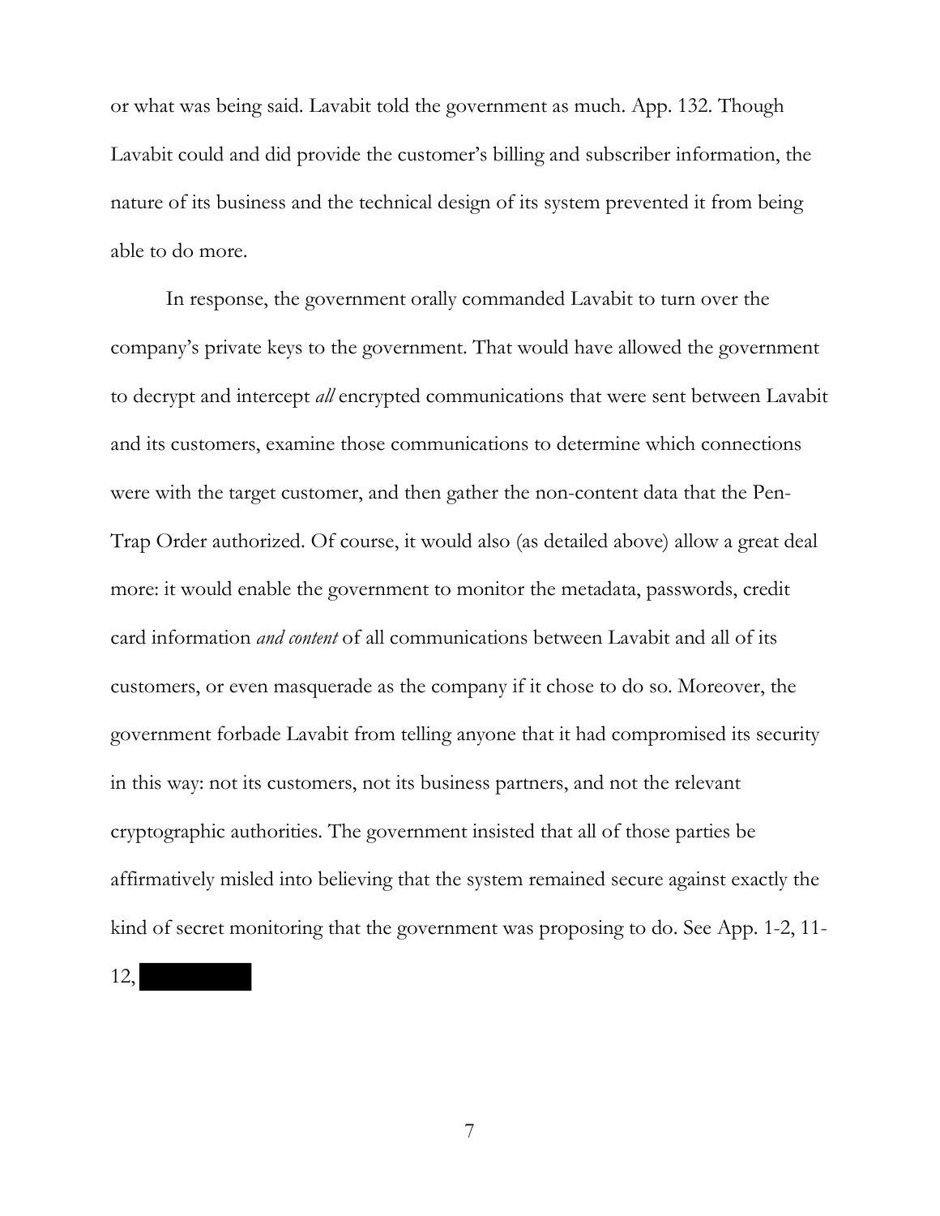or what was being said. Lavabit told the government as much. App. 132. Though Lavabit could and did provide the customer's billing and subscriber information, the nature of its business and the technical design of its system prevented it from being able to do more.

In response, the government orally commanded Lavabit to turn over the company's private keys to the government. That would have allowed the government to decrypt and intercept *all* encrypted communications that were sent between Lavabit and its customers, examine those communications to determine which connections were with the target customer, and then gather the non-content data that the Pen-Trap Order authorized. Of course, it would also (as detailed above) allow a great deal more: it would enable the government to monitor the metadata, passwords, credit card information *and content* of all communications between Lavabit and all of its customers, or even masquerade as the company if it chose to do so. Moreover, the government forbade Lavabit from telling anyone that it had compromised its security in this way: not its customers, not its business partners, and not the relevant cryptographic authorities. The government insisted that all of those parties be affirmatively misled into believing that the system remained secure against exactly the kind of secret monitoring that the government was proposing to do. See App. 1-2, 11-12, [REDACTED]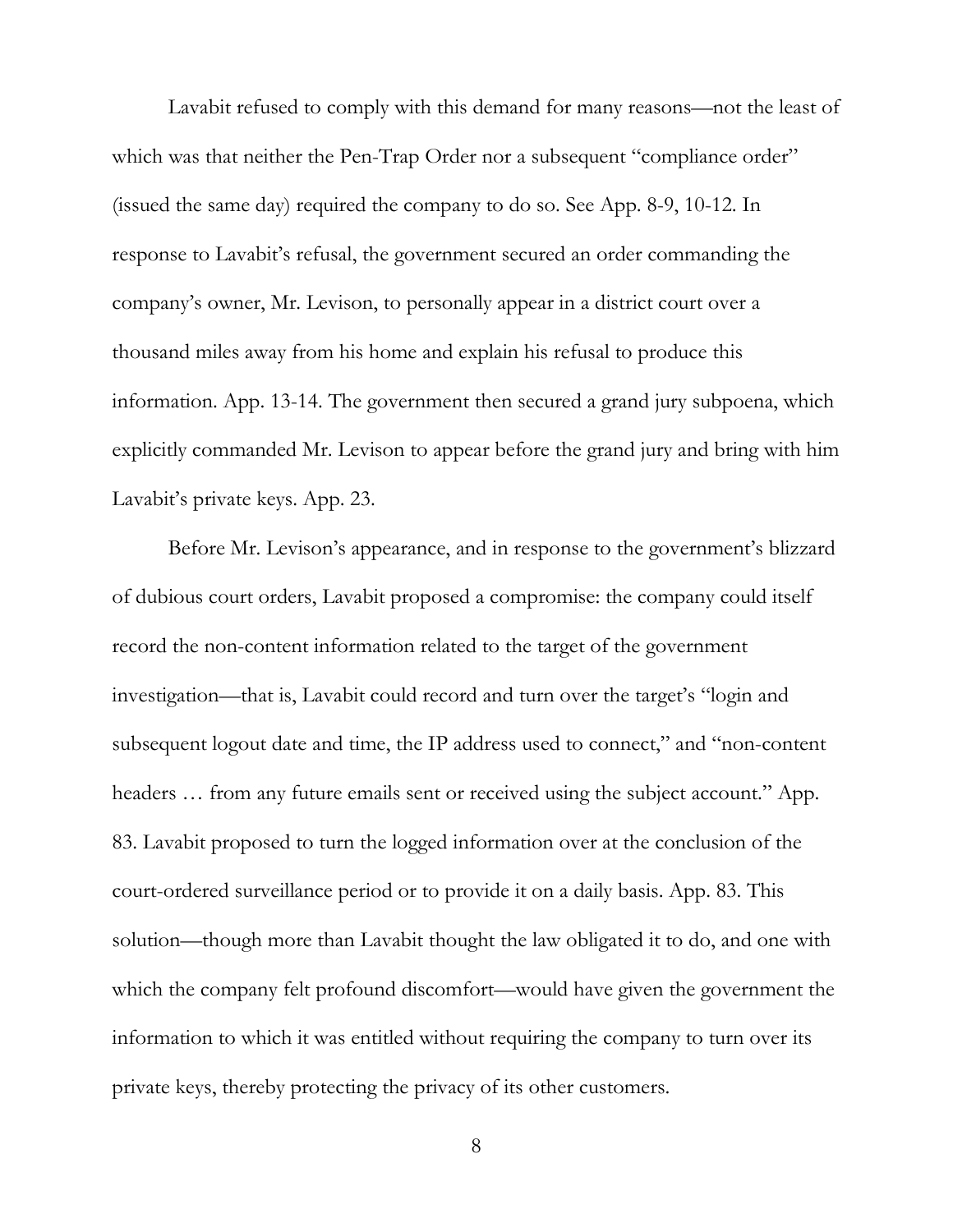Lavabit refused to comply with this demand for many reasons—not the least of which was that neither the Pen-Trap Order nor a subsequent "compliance order" (issued the same day) required the company to do so. See App. 8-9, 10-12. In response to Lavabit's refusal, the government secured an order commanding the company's owner, Mr. Levison, to personally appear in a district court over a thousand miles away from his home and explain his refusal to produce this information. App. 13-14. The government then secured a grand jury subpoena, which explicitly commanded Mr. Levison to appear before the grand jury and bring with him Lavabit's private keys. App. 23.

Before Mr. Levison's appearance, and in response to the government's blizzard of dubious court orders, Lavabit proposed a compromise: the company could itself record the non-content information related to the target of the government investigation—that is, Lavabit could record and turn over the target's "login and subsequent logout date and time, the IP address used to connect," and "non-content headers … from any future emails sent or received using the subject account." App. 83. Lavabit proposed to turn the logged information over at the conclusion of the court-ordered surveillance period or to provide it on a daily basis. App. 83. This solution—though more than Lavabit thought the law obligated it to do, and one with which the company felt profound discomfort—would have given the government the information to which it was entitled without requiring the company to turn over its private keys, thereby protecting the privacy of its other customers.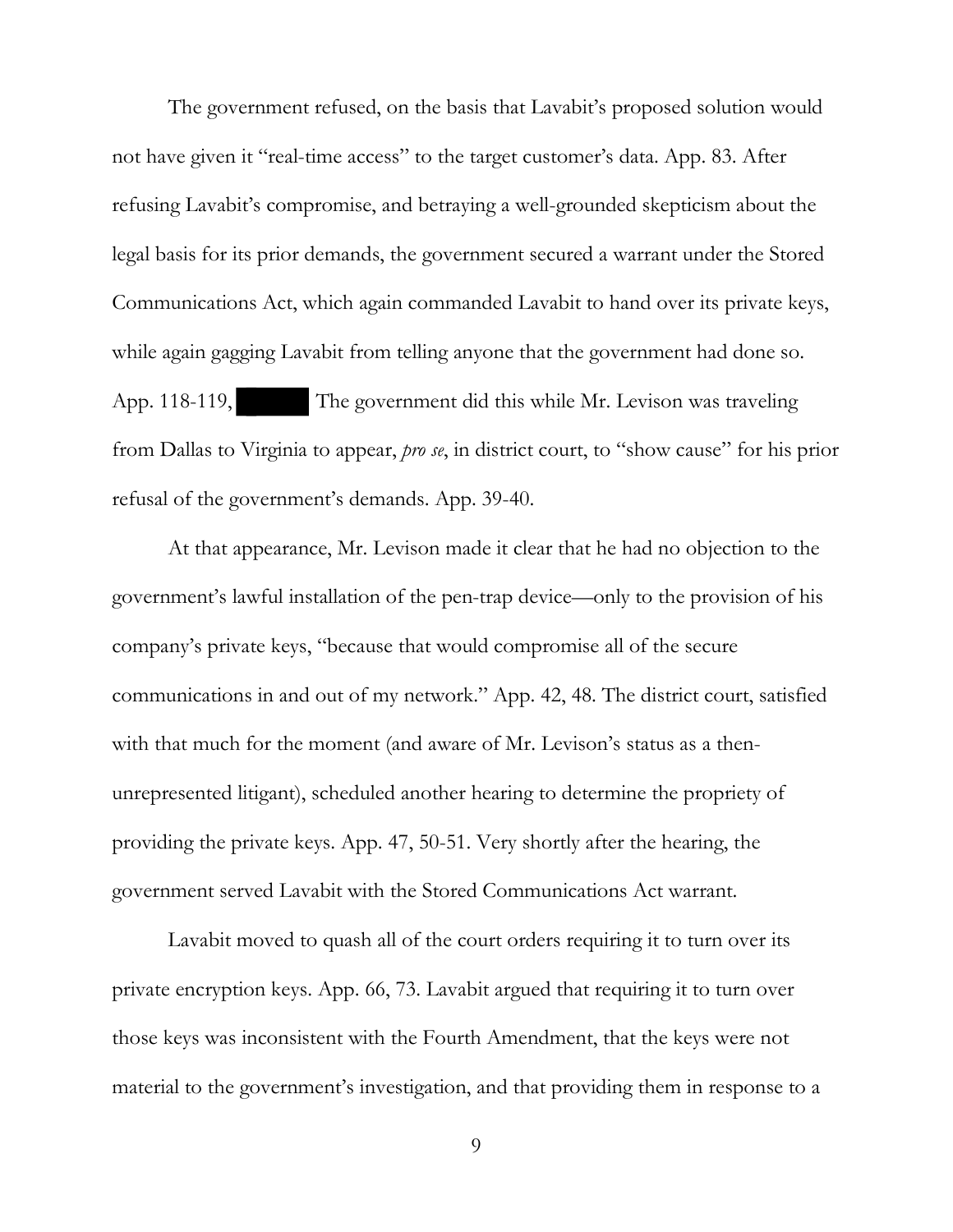The government refused, on the basis that Lavabit's proposed solution would not have given it "real-time access" to the target customer's data. App. 83. After refusing Lavabit's compromise, and betraying a well-grounded skepticism about the legal basis for its prior demands, the government secured a warrant under the Stored Communications Act, which again commanded Lavabit to hand over its private keys, while again gagging Lavabit from telling anyone that the government had done so. App. 118-119, ██████ The government did this while Mr. Levison was traveling from Dallas to Virginia to appear, *pro se*, in district court, to "show cause" for his prior refusal of the government's demands. App. 39-40.

At that appearance, Mr. Levison made it clear that he had no objection to the government's lawful installation of the pen-trap device—only to the provision of his company's private keys, "because that would compromise all of the secure communications in and out of my network." App. 42, 48. The district court, satisfied with that much for the moment (and aware of Mr. Levison's status as a then-unrepresented litigant), scheduled another hearing to determine the propriety of providing the private keys. App. 47, 50-51. Very shortly after the hearing, the government served Lavabit with the Stored Communications Act warrant.

Lavabit moved to quash all of the court orders requiring it to turn over its private encryption keys. App. 66, 73. Lavabit argued that requiring it to turn over those keys was inconsistent with the Fourth Amendment, that the keys were not material to the government's investigation, and that providing them in response to a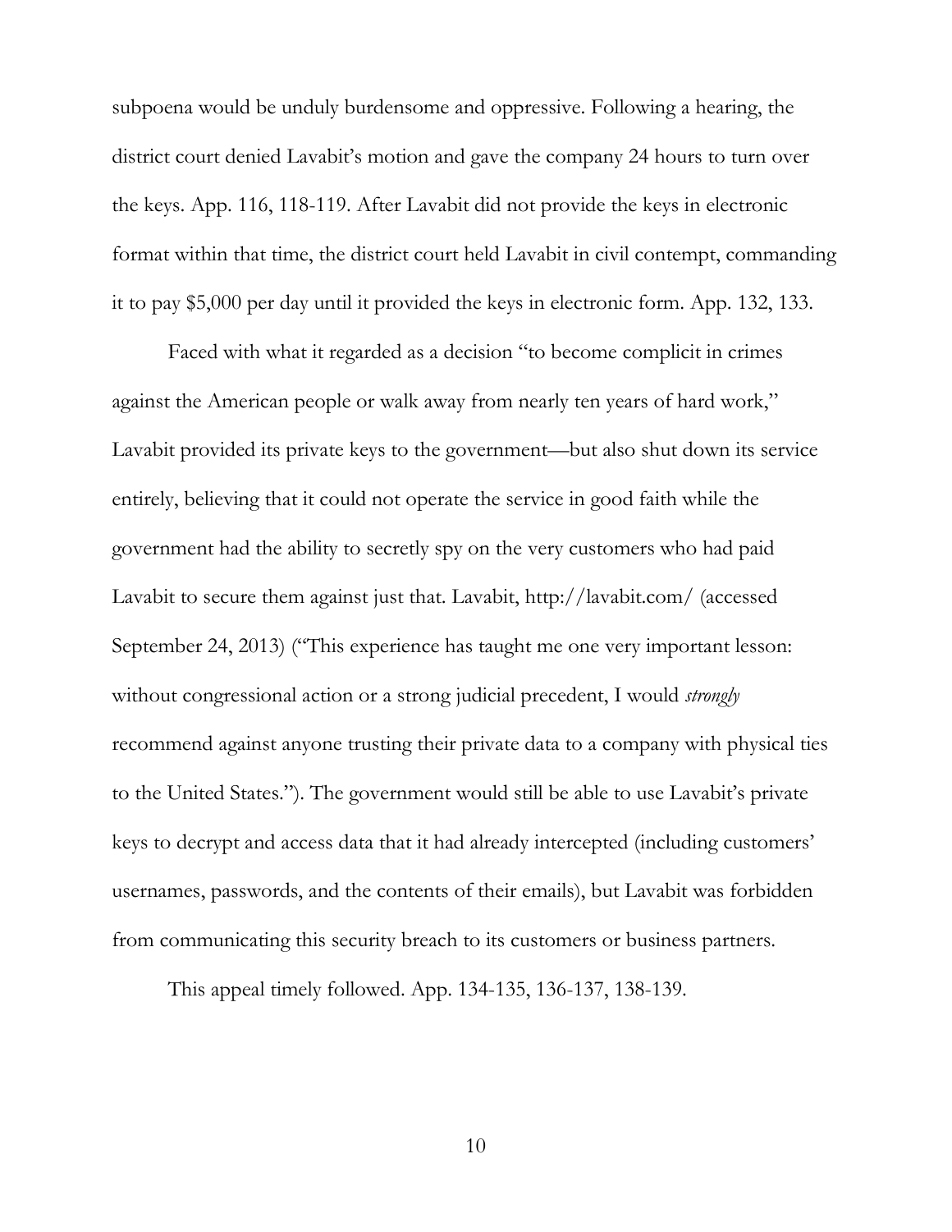subpoena would be unduly burdensome and oppressive. Following a hearing, the district court denied Lavabit's motion and gave the company 24 hours to turn over the keys. App. 116, 118-119. After Lavabit did not provide the keys in electronic format within that time, the district court held Lavabit in civil contempt, commanding it to pay $5,000 per day until it provided the keys in electronic form. App. 132, 133.

Faced with what it regarded as a decision "to become complicit in crimes against the American people or walk away from nearly ten years of hard work," Lavabit provided its private keys to the government—but also shut down its service entirely, believing that it could not operate the service in good faith while the government had the ability to secretly spy on the very customers who had paid Lavabit to secure them against just that. Lavabit, http://lavabit.com/ (accessed September 24, 2013) ("This experience has taught me one very important lesson: without congressional action or a strong judicial precedent, I would *strongly* recommend against anyone trusting their private data to a company with physical ties to the United States."). The government would still be able to use Lavabit's private keys to decrypt and access data that it had already intercepted (including customers' usernames, passwords, and the contents of their emails), but Lavabit was forbidden from communicating this security breach to its customers or business partners.

This appeal timely followed. App. 134-135, 136-137, 138-139.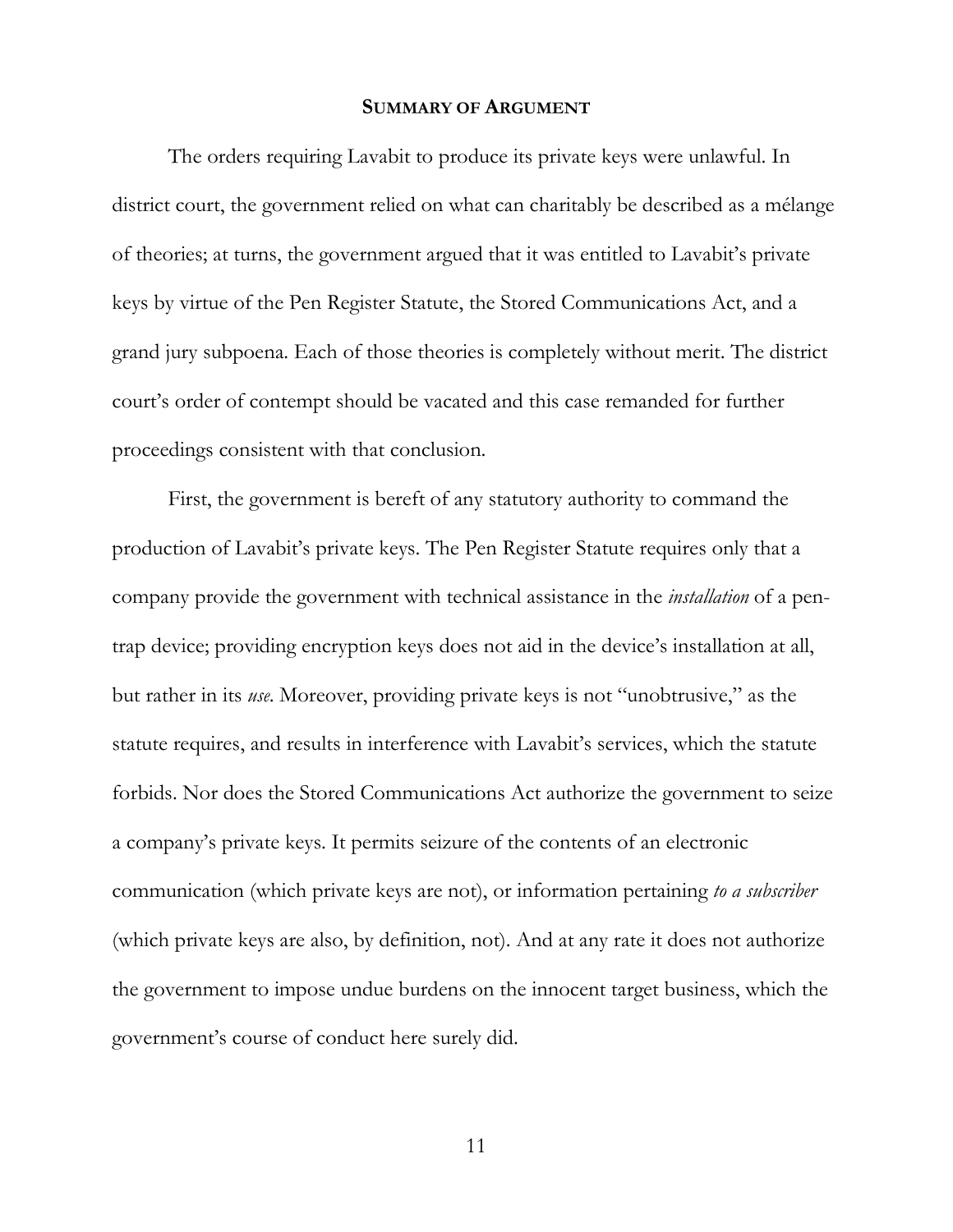## **SUMMARY OF ARGUMENT**

The orders requiring Lavabit to produce its private keys were unlawful. In district court, the government relied on what can charitably be described as a mélange of theories; at turns, the government argued that it was entitled to Lavabit's private keys by virtue of the Pen Register Statute, the Stored Communications Act, and a grand jury subpoena. Each of those theories is completely without merit. The district court's order of contempt should be vacated and this case remanded for further proceedings consistent with that conclusion.

First, the government is bereft of any statutory authority to command the production of Lavabit's private keys. The Pen Register Statute requires only that a company provide the government with technical assistance in the *installation* of a pen-trap device; providing encryption keys does not aid in the device's installation at all, but rather in its *use*. Moreover, providing private keys is not "unobtrusive," as the statute requires, and results in interference with Lavabit's services, which the statute forbids. Nor does the Stored Communications Act authorize the government to seize a company's private keys. It permits seizure of the contents of an electronic communication (which private keys are not), or information pertaining *to a subscriber* (which private keys are also, by definition, not). And at any rate it does not authorize the government to impose undue burdens on the innocent target business, which the government's course of conduct here surely did.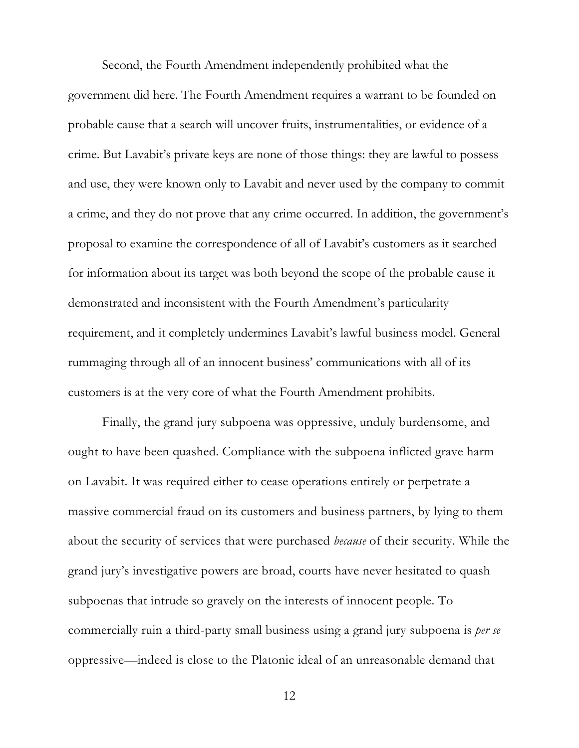Second, the Fourth Amendment independently prohibited what the government did here. The Fourth Amendment requires a warrant to be founded on probable cause that a search will uncover fruits, instrumentalities, or evidence of a crime. But Lavabit's private keys are none of those things: they are lawful to possess and use, they were known only to Lavabit and never used by the company to commit a crime, and they do not prove that any crime occurred. In addition, the government's proposal to examine the correspondence of all of Lavabit's customers as it searched for information about its target was both beyond the scope of the probable cause it demonstrated and inconsistent with the Fourth Amendment's particularity requirement, and it completely undermines Lavabit's lawful business model. General rummaging through all of an innocent business' communications with all of its customers is at the very core of what the Fourth Amendment prohibits.

Finally, the grand jury subpoena was oppressive, unduly burdensome, and ought to have been quashed. Compliance with the subpoena inflicted grave harm on Lavabit. It was required either to cease operations entirely or perpetrate a massive commercial fraud on its customers and business partners, by lying to them about the security of services that were purchased *because* of their security. While the grand jury's investigative powers are broad, courts have never hesitated to quash subpoenas that intrude so gravely on the interests of innocent people. To commercially ruin a third-party small business using a grand jury subpoena is *per se* oppressive—indeed is close to the Platonic ideal of an unreasonable demand that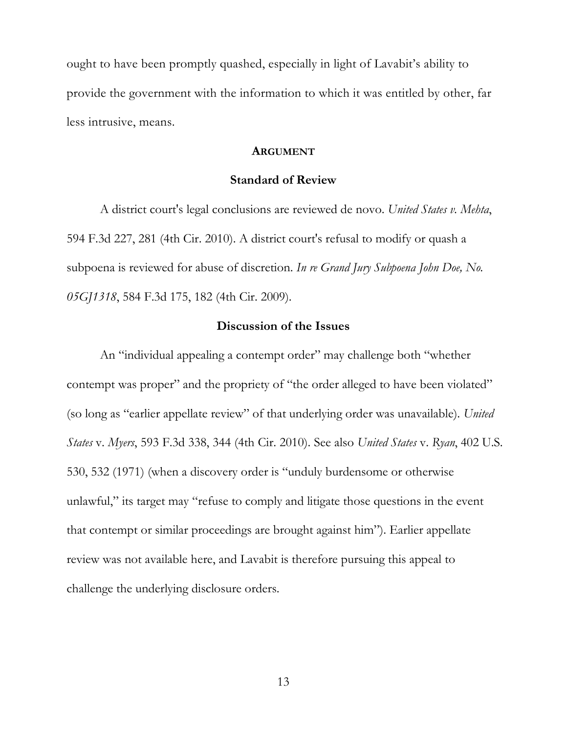ought to have been promptly quashed, especially in light of Lavabit's ability to provide the government with the information to which it was entitled by other, far less intrusive, means.

## **ARGUMENT**

### **Standard of Review**

A district court's legal conclusions are reviewed de novo. *United States v. Mehta*, 594 F.3d 227, 281 (4th Cir. 2010). A district court's refusal to modify or quash a subpoena is reviewed for abuse of discretion. *In re Grand Jury Subpoena John Doe, No. 05GJ1318*, 584 F.3d 175, 182 (4th Cir. 2009).

### **Discussion of the Issues**

An "individual appealing a contempt order" may challenge both "whether contempt was proper" and the propriety of "the order alleged to have been violated" (so long as "earlier appellate review" of that underlying order was unavailable). *United States* v. *Myers*, 593 F.3d 338, 344 (4th Cir. 2010). See also *United States* v. *Ryan*, 402 U.S. 530, 532 (1971) (when a discovery order is "unduly burdensome or otherwise unlawful," its target may "refuse to comply and litigate those questions in the event that contempt or similar proceedings are brought against him"). Earlier appellate review was not available here, and Lavabit is therefore pursuing this appeal to challenge the underlying disclosure orders.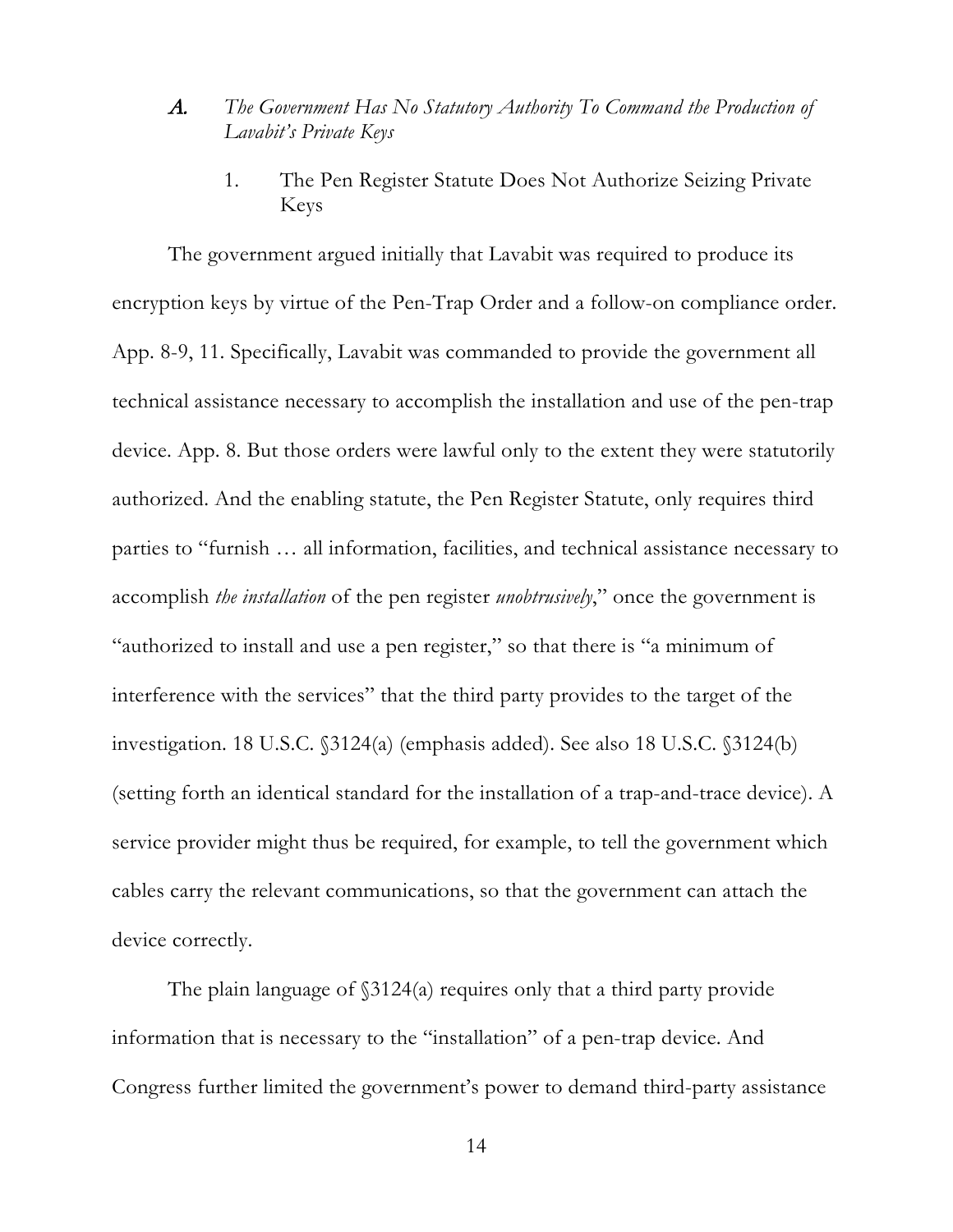### *A. The Government Has No Statutory Authority To Command the Production of Lavabit's Private Keys*

#### 1. The Pen Register Statute Does Not Authorize Seizing Private Keys

The government argued initially that Lavabit was required to produce its encryption keys by virtue of the Pen-Trap Order and a follow-on compliance order. App. 8-9, 11. Specifically, Lavabit was commanded to provide the government all technical assistance necessary to accomplish the installation and use of the pen-trap device. App. 8. But those orders were lawful only to the extent they were statutorily authorized. And the enabling statute, the Pen Register Statute, only requires third parties to "furnish … all information, facilities, and technical assistance necessary to accomplish *the installation* of the pen register *unobtrusively*," once the government is "authorized to install and use a pen register," so that there is "a minimum of interference with the services" that the third party provides to the target of the investigation. 18 U.S.C. §3124(a) (emphasis added). See also 18 U.S.C. §3124(b) (setting forth an identical standard for the installation of a trap-and-trace device). A service provider might thus be required, for example, to tell the government which cables carry the relevant communications, so that the government can attach the device correctly.

The plain language of §3124(a) requires only that a third party provide information that is necessary to the "installation" of a pen-trap device. And Congress further limited the government's power to demand third-party assistance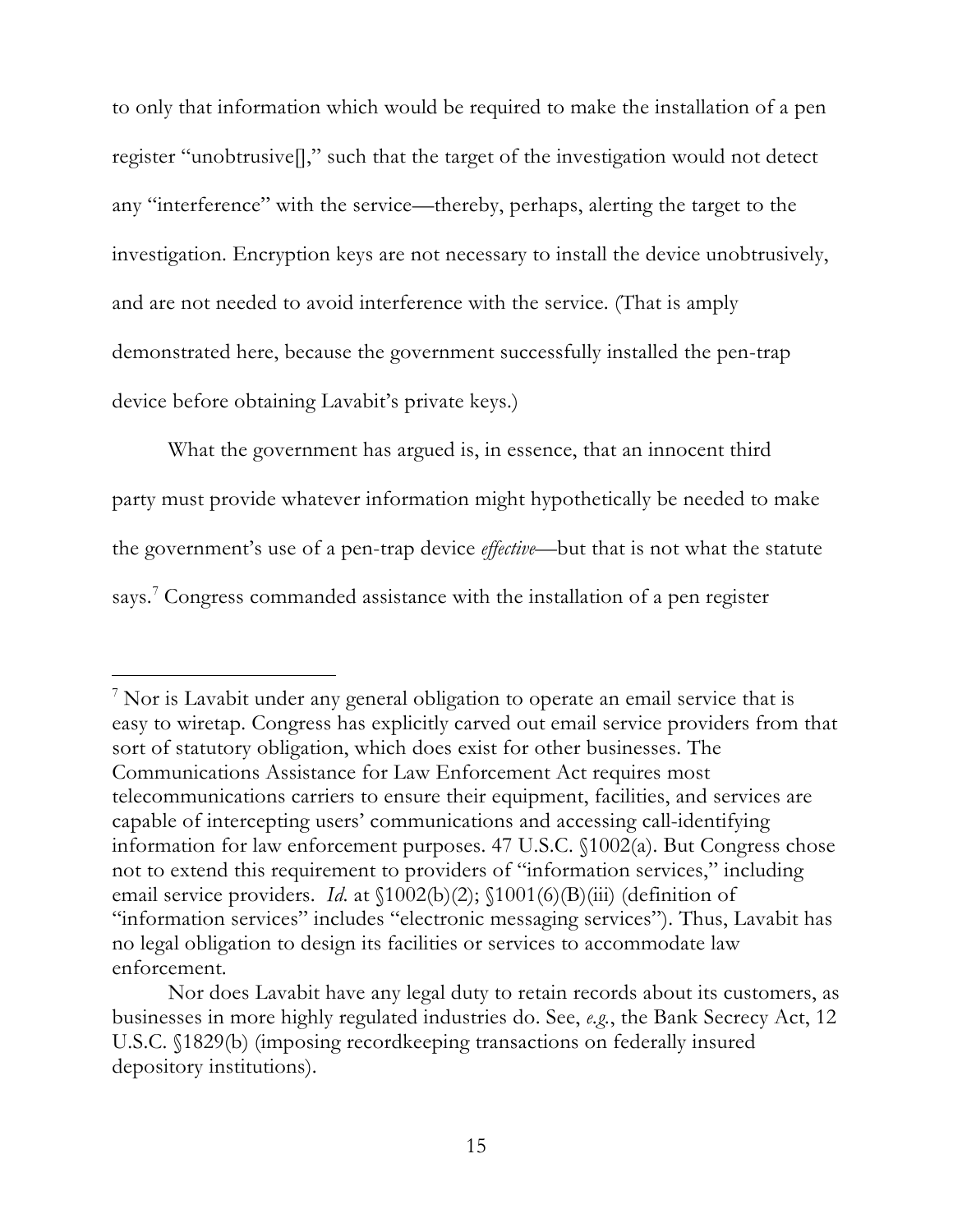to only that information which would be required to make the installation of a pen register "unobtrusive[]," such that the target of the investigation would not detect any "interference" with the service—thereby, perhaps, alerting the target to the investigation. Encryption keys are not necessary to install the device unobtrusively, and are not needed to avoid interference with the service. (That is amply demonstrated here, because the government successfully installed the pen-trap device before obtaining Lavabit's private keys.)

What the government has argued is, in essence, that an innocent third party must provide whatever information might hypothetically be needed to make the government's use of a pen-trap device *effective*—but that is not what the statute says.[7] Congress commanded assistance with the installation of a pen register

---

[7] Nor is Lavabit under any general obligation to operate an email service that is easy to wiretap. Congress has explicitly carved out email service providers from that sort of statutory obligation, which does exist for other businesses. The Communications Assistance for Law Enforcement Act requires most telecommunications carriers to ensure their equipment, facilities, and services are capable of intercepting users' communications and accessing call-identifying information for law enforcement purposes. 47 U.S.C. §1002(a). But Congress chose not to extend this requirement to providers of "information services," including email service providers. *Id.* at §1002(b)(2); §1001(6)(B)(iii) (definition of "information services" includes "electronic messaging services"). Thus, Lavabit has no legal obligation to design its facilities or services to accommodate law enforcement.

Nor does Lavabit have any legal duty to retain records about its customers, as businesses in more highly regulated industries do. See, *e.g.*, the Bank Secrecy Act, 12 U.S.C. §1829(b) (imposing recordkeeping transactions on federally insured depository institutions).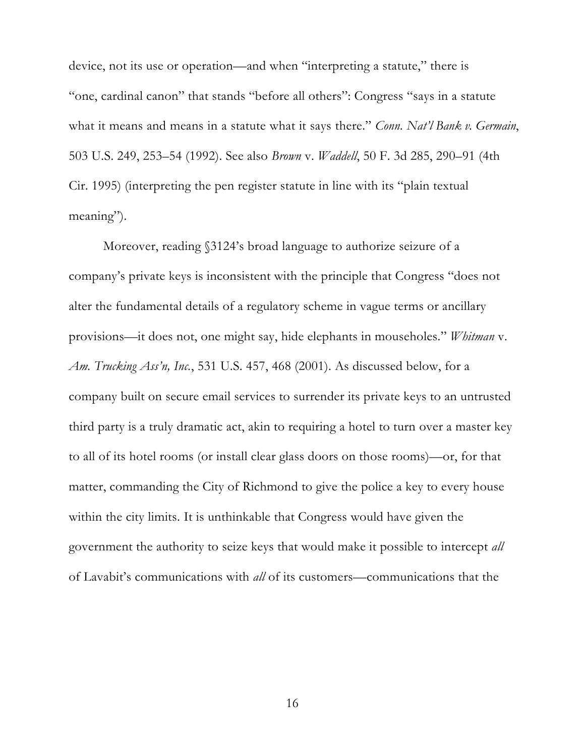device, not its use or operation—and when "interpreting a statute," there is "one, cardinal canon" that stands "before all others": Congress "says in a statute what it means and means in a statute what it says there." *Conn. Nat'l Bank v. Germain*, 503 U.S. 249, 253–54 (1992). See also *Brown* v. *Waddell*, 50 F. 3d 285, 290–91 (4th Cir. 1995) (interpreting the pen register statute in line with its "plain textual meaning").

Moreover, reading §3124's broad language to authorize seizure of a company's private keys is inconsistent with the principle that Congress "does not alter the fundamental details of a regulatory scheme in vague terms or ancillary provisions—it does not, one might say, hide elephants in mouseholes." *Whitman* v. *Am. Trucking Ass'n, Inc.*, 531 U.S. 457, 468 (2001). As discussed below, for a company built on secure email services to surrender its private keys to an untrusted third party is a truly dramatic act, akin to requiring a hotel to turn over a master key to all of its hotel rooms (or install clear glass doors on those rooms)—or, for that matter, commanding the City of Richmond to give the police a key to every house within the city limits. It is unthinkable that Congress would have given the government the authority to seize keys that would make it possible to intercept *all* of Lavabit's communications with *all* of its customers—communications that the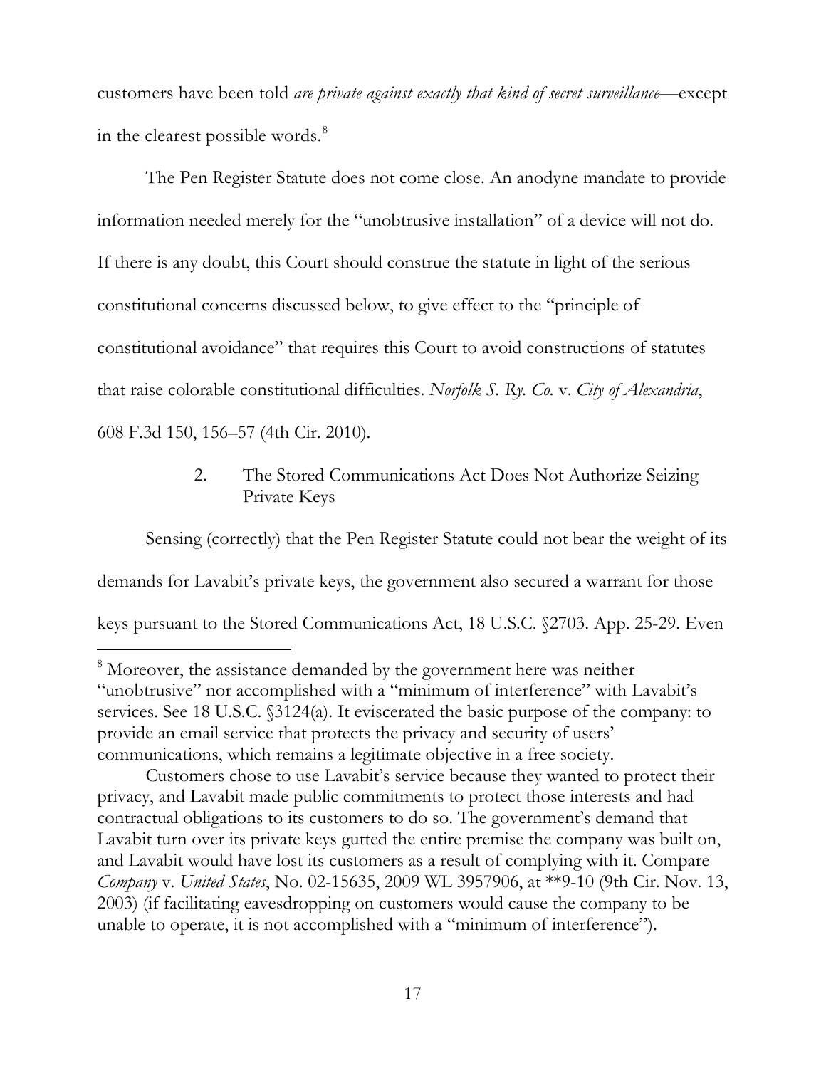customers have been told *are private against exactly that kind of secret surveillance*—except in the clearest possible words.[8]

The Pen Register Statute does not come close. An anodyne mandate to provide information needed merely for the "unobtrusive installation" of a device will not do. If there is any doubt, this Court should construe the statute in light of the serious constitutional concerns discussed below, to give effect to the "principle of constitutional avoidance" that requires this Court to avoid constructions of statutes that raise colorable constitutional difficulties. *Norfolk S. Ry. Co.* v. *City of Alexandria*, 608 F.3d 150, 156–57 (4th Cir. 2010).

### 2. The Stored Communications Act Does Not Authorize Seizing Private Keys

Sensing (correctly) that the Pen Register Statute could not bear the weight of its demands for Lavabit's private keys, the government also secured a warrant for those keys pursuant to the Stored Communications Act, 18 U.S.C. §2703. App. 25-29. Even

---

[8] Moreover, the assistance demanded by the government here was neither "unobtrusive" nor accomplished with a "minimum of interference" with Lavabit's services. See 18 U.S.C. §3124(a). It eviscerated the basic purpose of the company: to provide an email service that protects the privacy and security of users' communications, which remains a legitimate objective in a free society.

Customers chose to use Lavabit's service because they wanted to protect their privacy, and Lavabit made public commitments to protect those interests and had contractual obligations to its customers to do so. The government's demand that Lavabit turn over its private keys gutted the entire premise the company was built on, and Lavabit would have lost its customers as a result of complying with it. Compare *Company* v. *United States*, No. 02-15635, 2009 WL 3957906, at **9-10 (9th Cir. Nov. 13, 2003) (if facilitating eavesdropping on customers would cause the company to be unable to operate, it is not accomplished with a "minimum of interference").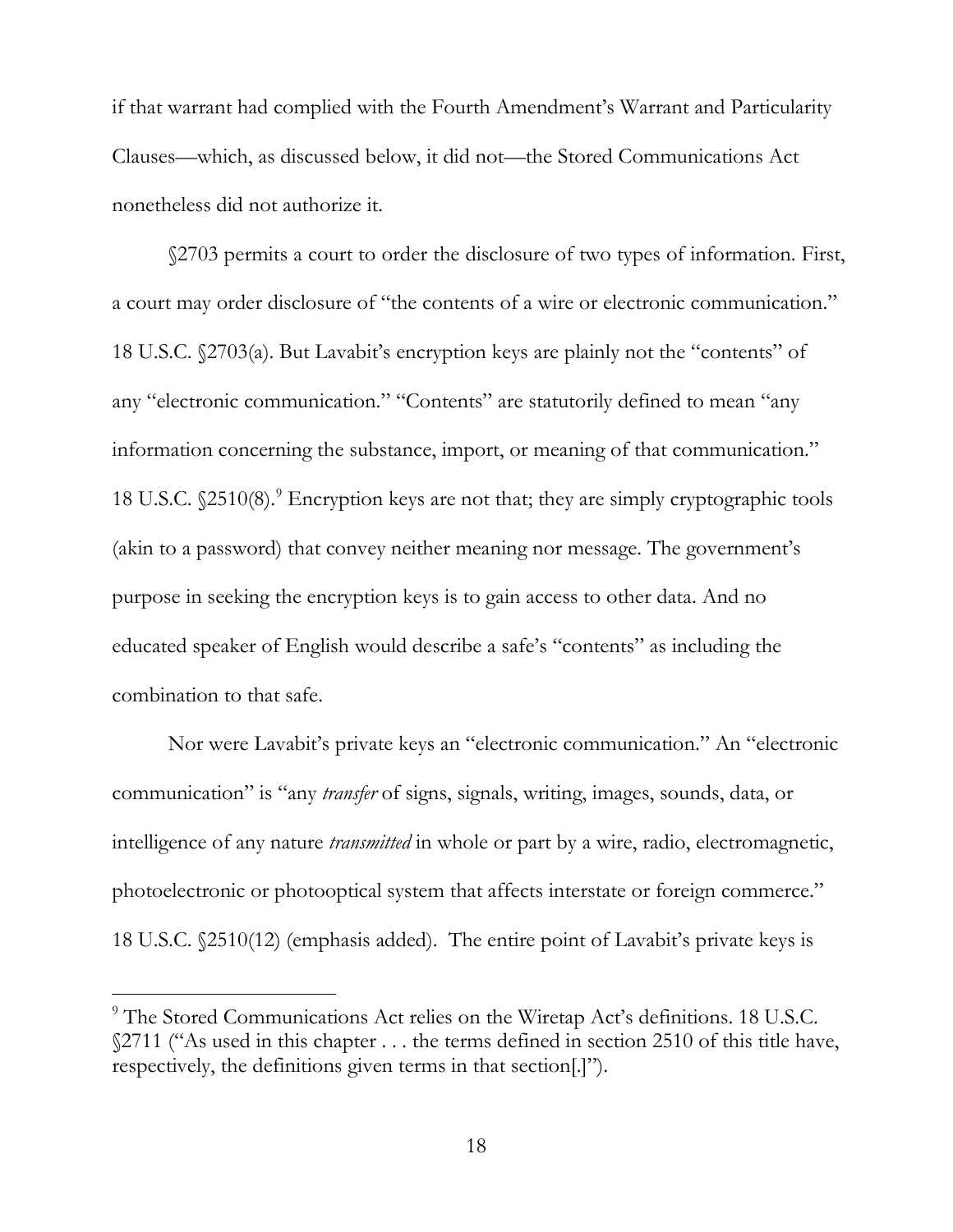if that warrant had complied with the Fourth Amendment's Warrant and Particularity Clauses—which, as discussed below, it did not—the Stored Communications Act nonetheless did not authorize it.

§2703 permits a court to order the disclosure of two types of information. First, a court may order disclosure of "the contents of a wire or electronic communication." 18 U.S.C. §2703(a). But Lavabit's encryption keys are plainly not the "contents" of any "electronic communication." "Contents" are statutorily defined to mean "any information concerning the substance, import, or meaning of that communication." 18 U.S.C. §2510(8).[9] Encryption keys are not that; they are simply cryptographic tools (akin to a password) that convey neither meaning nor message. The government's purpose in seeking the encryption keys is to gain access to other data. And no educated speaker of English would describe a safe's "contents" as including the combination to that safe.

Nor were Lavabit's private keys an "electronic communication." An "electronic communication" is "any *transfer* of signs, signals, writing, images, sounds, data, or intelligence of any nature *transmitted* in whole or part by a wire, radio, electromagnetic, photoelectronic or photooptical system that affects interstate or foreign commerce." 18 U.S.C. §2510(12) (emphasis added). The entire point of Lavabit's private keys is

---

[9] The Stored Communications Act relies on the Wiretap Act's definitions. 18 U.S.C. §2711 ("As used in this chapter . . . the terms defined in section 2510 of this title have, respectively, the definitions given terms in that section[.]").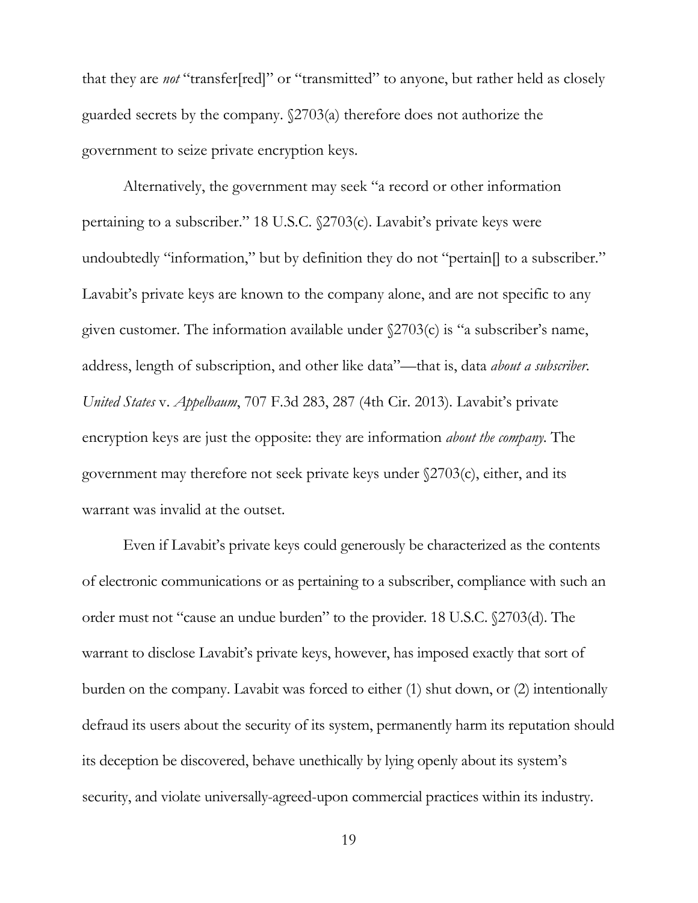that they are *not* "transfer[red]" or "transmitted" to anyone, but rather held as closely guarded secrets by the company. §2703(a) therefore does not authorize the government to seize private encryption keys.

Alternatively, the government may seek "a record or other information pertaining to a subscriber." 18 U.S.C. §2703(c). Lavabit's private keys were undoubtedly "information," but by definition they do not "pertain[] to a subscriber." Lavabit's private keys are known to the company alone, and are not specific to any given customer. The information available under §2703(c) is "a subscriber's name, address, length of subscription, and other like data"—that is, data *about a subscriber*. *United States* v. *Appelbaum*, 707 F.3d 283, 287 (4th Cir. 2013). Lavabit's private encryption keys are just the opposite: they are information *about the company*. The government may therefore not seek private keys under §2703(c), either, and its warrant was invalid at the outset.

Even if Lavabit's private keys could generously be characterized as the contents of electronic communications or as pertaining to a subscriber, compliance with such an order must not "cause an undue burden" to the provider. 18 U.S.C. §2703(d). The warrant to disclose Lavabit's private keys, however, has imposed exactly that sort of burden on the company. Lavabit was forced to either (1) shut down, or (2) intentionally defraud its users about the security of its system, permanently harm its reputation should its deception be discovered, behave unethically by lying openly about its system's security, and violate universally-agreed-upon commercial practices within its industry.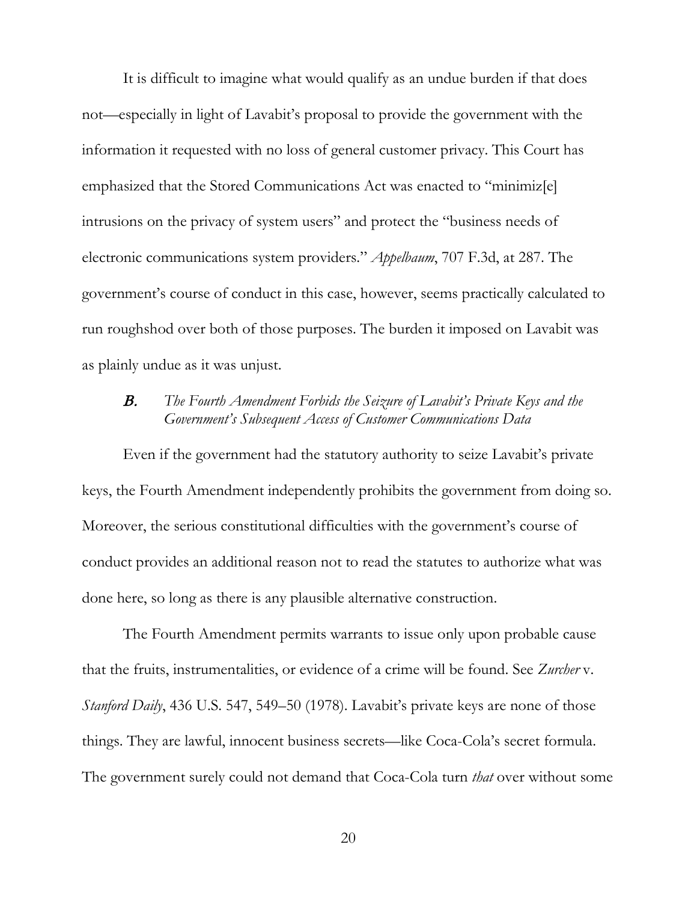It is difficult to imagine what would qualify as an undue burden if that does not—especially in light of Lavabit's proposal to provide the government with the information it requested with no loss of general customer privacy. This Court has emphasized that the Stored Communications Act was enacted to "minimiz[e] intrusions on the privacy of system users" and protect the "business needs of electronic communications system providers." *Appelbaum*, 707 F.3d, at 287. The government's course of conduct in this case, however, seems practically calculated to run roughshod over both of those purposes. The burden it imposed on Lavabit was as plainly undue as it was unjust.

### ***B.*** *The Fourth Amendment Forbids the Seizure of Lavabit's Private Keys and the Government's Subsequent Access of Customer Communications Data*

Even if the government had the statutory authority to seize Lavabit's private keys, the Fourth Amendment independently prohibits the government from doing so. Moreover, the serious constitutional difficulties with the government's course of conduct provides an additional reason not to read the statutes to authorize what was done here, so long as there is any plausible alternative construction.

The Fourth Amendment permits warrants to issue only upon probable cause that the fruits, instrumentalities, or evidence of a crime will be found. See *Zurcher* v. *Stanford Daily*, 436 U.S. 547, 549–50 (1978). Lavabit's private keys are none of those things. They are lawful, innocent business secrets—like Coca-Cola's secret formula. The government surely could not demand that Coca-Cola turn *that* over without some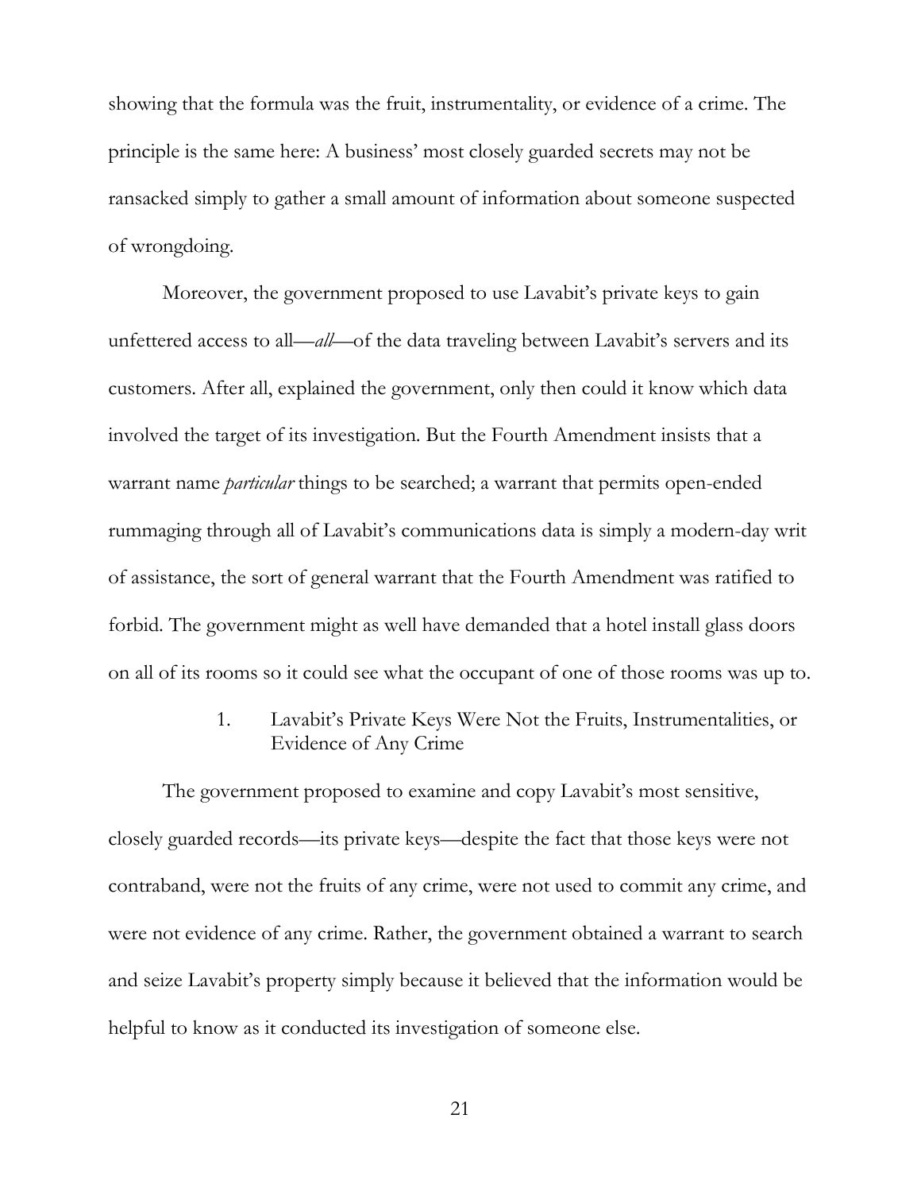showing that the formula was the fruit, instrumentality, or evidence of a crime. The principle is the same here: A business' most closely guarded secrets may not be ransacked simply to gather a small amount of information about someone suspected of wrongdoing.

Moreover, the government proposed to use Lavabit's private keys to gain unfettered access to all—*all*—of the data traveling between Lavabit's servers and its customers. After all, explained the government, only then could it know which data involved the target of its investigation. But the Fourth Amendment insists that a warrant name *particular* things to be searched; a warrant that permits open-ended rummaging through all of Lavabit's communications data is simply a modern-day writ of assistance, the sort of general warrant that the Fourth Amendment was ratified to forbid. The government might as well have demanded that a hotel install glass doors on all of its rooms so it could see what the occupant of one of those rooms was up to.

### 1. Lavabit's Private Keys Were Not the Fruits, Instrumentalities, or Evidence of Any Crime

The government proposed to examine and copy Lavabit's most sensitive, closely guarded records—its private keys—despite the fact that those keys were not contraband, were not the fruits of any crime, were not used to commit any crime, and were not evidence of any crime. Rather, the government obtained a warrant to search and seize Lavabit's property simply because it believed that the information would be helpful to know as it conducted its investigation of someone else.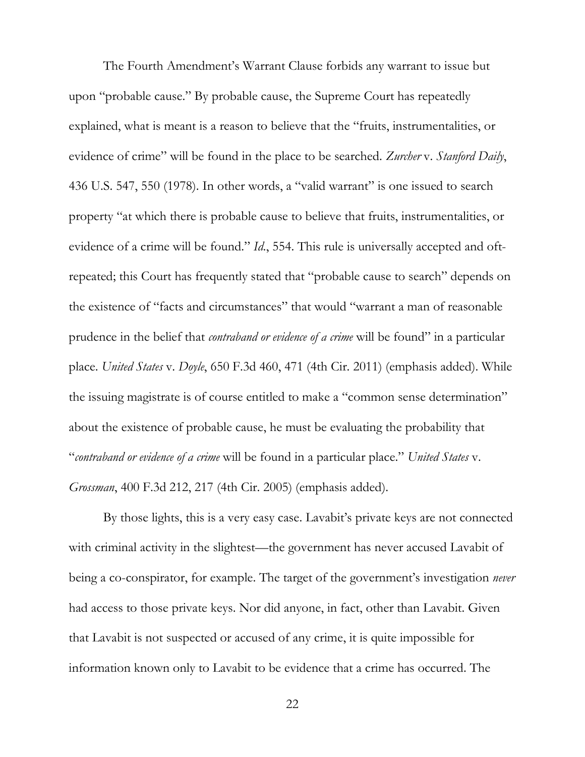The Fourth Amendment's Warrant Clause forbids any warrant to issue but upon "probable cause." By probable cause, the Supreme Court has repeatedly explained, what is meant is a reason to believe that the "fruits, instrumentalities, or evidence of crime" will be found in the place to be searched. *Zurcher* v. *Stanford Daily*, 436 U.S. 547, 550 (1978). In other words, a "valid warrant" is one issued to search property "at which there is probable cause to believe that fruits, instrumentalities, or evidence of a crime will be found." *Id.*, 554. This rule is universally accepted and oft-repeated; this Court has frequently stated that "probable cause to search" depends on the existence of "facts and circumstances" that would "warrant a man of reasonable prudence in the belief that *contraband or evidence of a crime* will be found" in a particular place. *United States* v. *Doyle*, 650 F.3d 460, 471 (4th Cir. 2011) (emphasis added). While the issuing magistrate is of course entitled to make a "common sense determination" about the existence of probable cause, he must be evaluating the probability that "*contraband or evidence of a crime* will be found in a particular place." *United States* v. *Grossman*, 400 F.3d 212, 217 (4th Cir. 2005) (emphasis added).

By those lights, this is a very easy case. Lavabit's private keys are not connected with criminal activity in the slightest—the government has never accused Lavabit of being a co-conspirator, for example. The target of the government's investigation *never* had access to those private keys. Nor did anyone, in fact, other than Lavabit. Given that Lavabit is not suspected or accused of any crime, it is quite impossible for information known only to Lavabit to be evidence that a crime has occurred. The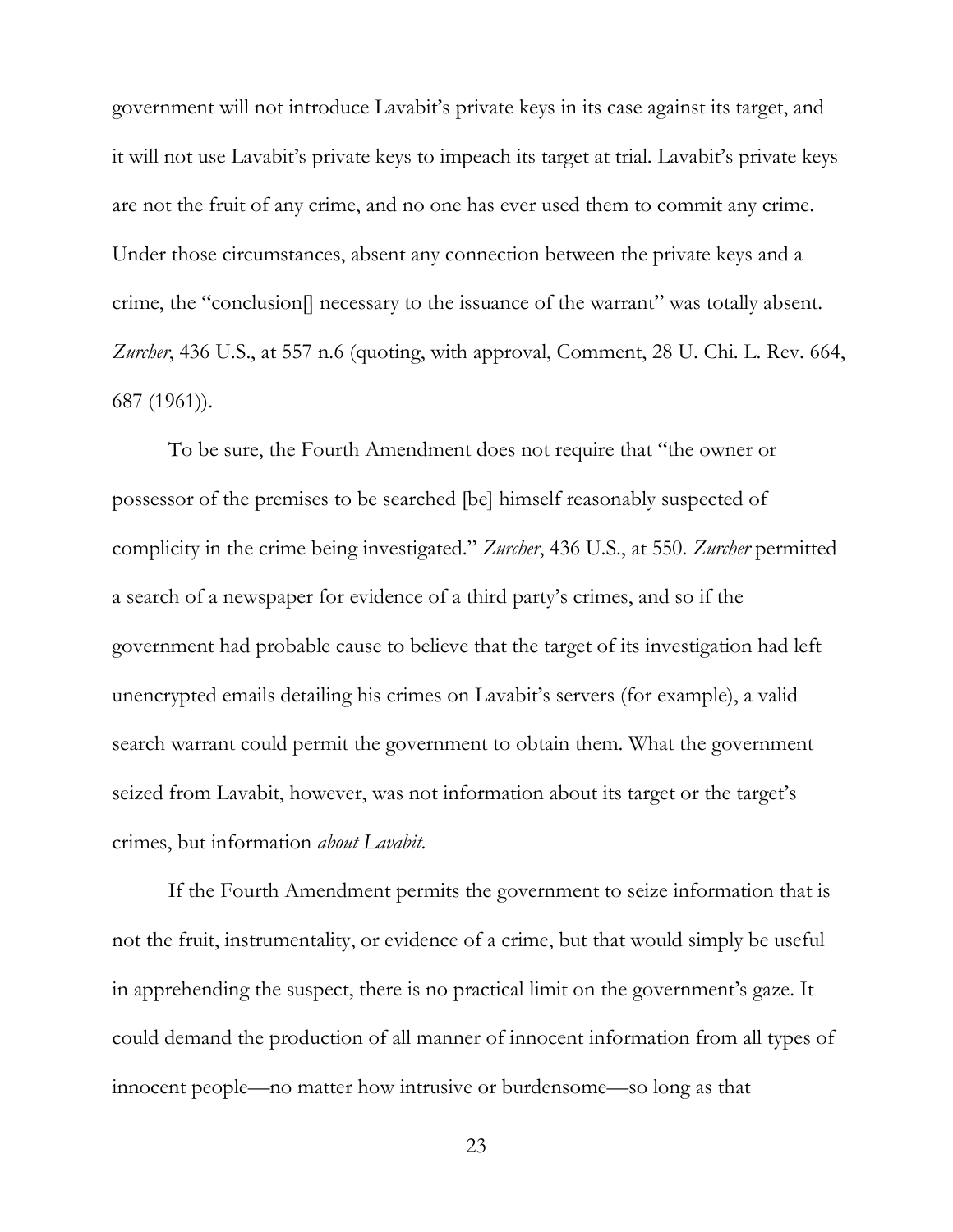government will not introduce Lavabit's private keys in its case against its target, and it will not use Lavabit's private keys to impeach its target at trial. Lavabit's private keys are not the fruit of any crime, and no one has ever used them to commit any crime. Under those circumstances, absent any connection between the private keys and a crime, the "conclusion[] necessary to the issuance of the warrant" was totally absent. *Zurcher*, 436 U.S., at 557 n.6 (quoting, with approval, Comment, 28 U. Chi. L. Rev. 664, 687 (1961)).

To be sure, the Fourth Amendment does not require that "the owner or possessor of the premises to be searched [be] himself reasonably suspected of complicity in the crime being investigated." *Zurcher*, 436 U.S., at 550. *Zurcher* permitted a search of a newspaper for evidence of a third party's crimes, and so if the government had probable cause to believe that the target of its investigation had left unencrypted emails detailing his crimes on Lavabit's servers (for example), a valid search warrant could permit the government to obtain them. What the government seized from Lavabit, however, was not information about its target or the target's crimes, but information *about Lavabit*.

If the Fourth Amendment permits the government to seize information that is not the fruit, instrumentality, or evidence of a crime, but that would simply be useful in apprehending the suspect, there is no practical limit on the government's gaze. It could demand the production of all manner of innocent information from all types of innocent people—no matter how intrusive or burdensome—so long as that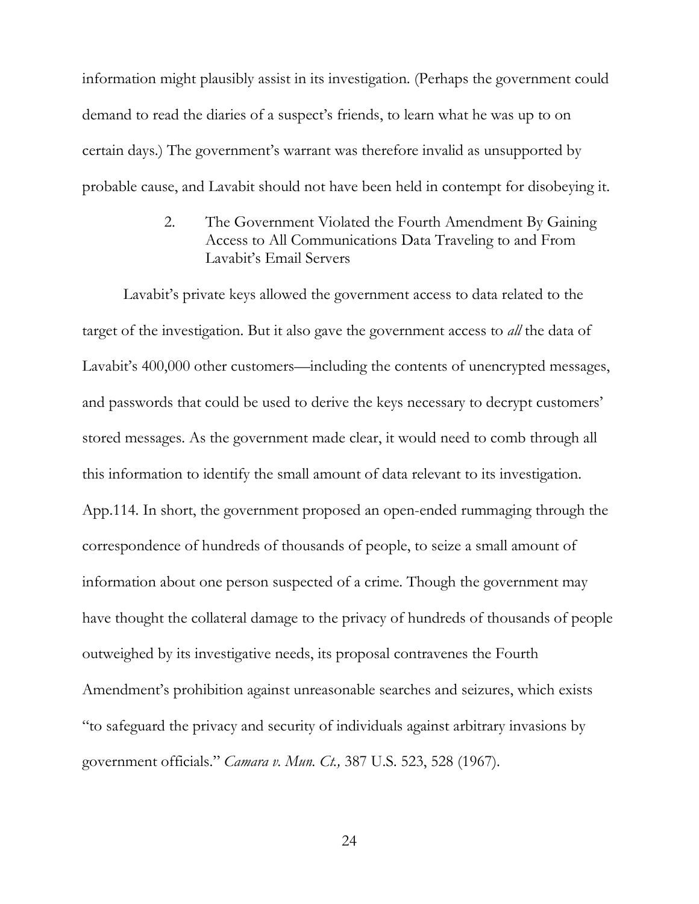information might plausibly assist in its investigation. (Perhaps the government could demand to read the diaries of a suspect's friends, to learn what he was up to on certain days.) The government's warrant was therefore invalid as unsupported by probable cause, and Lavabit should not have been held in contempt for disobeying it.

### 2. The Government Violated the Fourth Amendment By Gaining Access to All Communications Data Traveling to and From Lavabit's Email Servers

Lavabit's private keys allowed the government access to data related to the target of the investigation. But it also gave the government access to *all* the data of Lavabit's 400,000 other customers—including the contents of unencrypted messages, and passwords that could be used to derive the keys necessary to decrypt customers' stored messages. As the government made clear, it would need to comb through all this information to identify the small amount of data relevant to its investigation. App.114. In short, the government proposed an open-ended rummaging through the correspondence of hundreds of thousands of people, to seize a small amount of information about one person suspected of a crime. Though the government may have thought the collateral damage to the privacy of hundreds of thousands of people outweighed by its investigative needs, its proposal contravenes the Fourth Amendment's prohibition against unreasonable searches and seizures, which exists "to safeguard the privacy and security of individuals against arbitrary invasions by government officials." *Camara v. Mun. Ct.,* 387 U.S. 523, 528 (1967).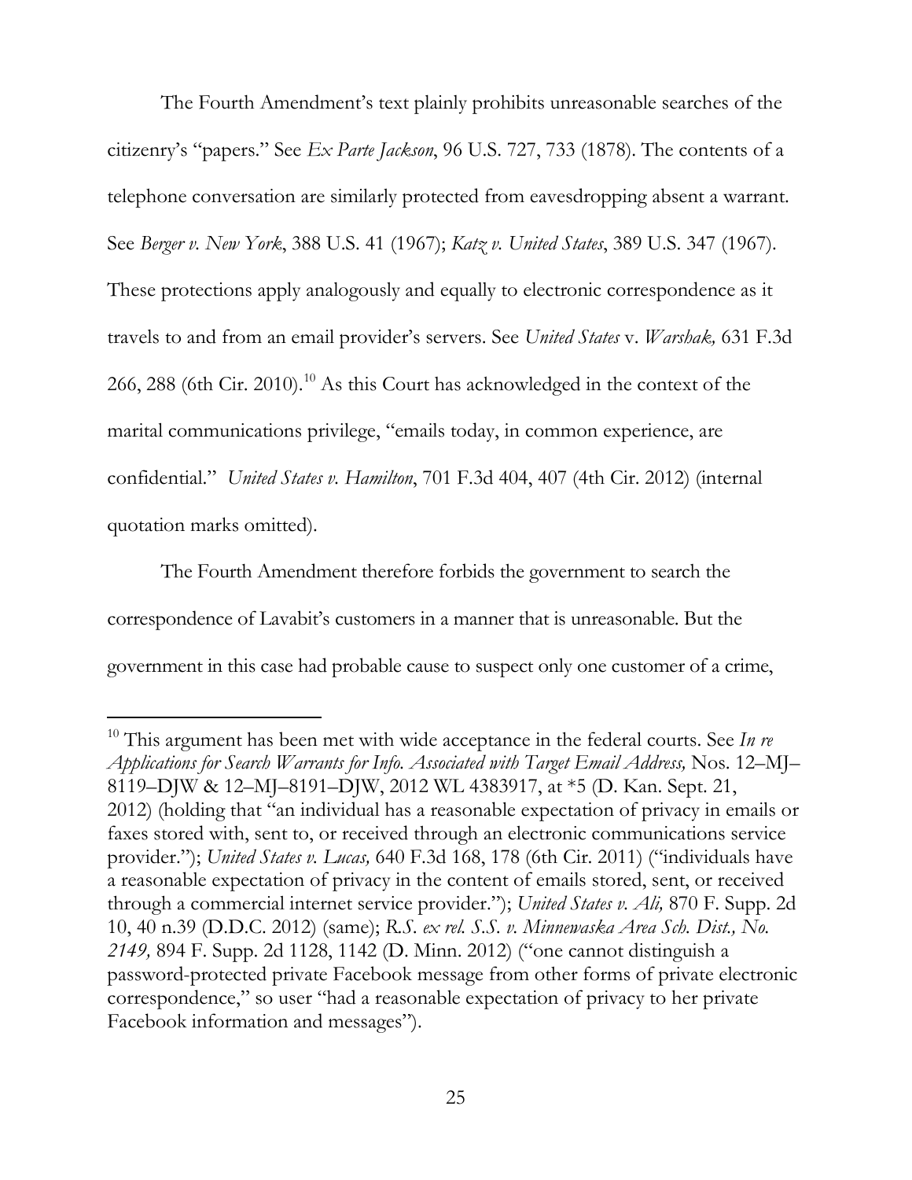The Fourth Amendment's text plainly prohibits unreasonable searches of the citizenry's "papers." See *Ex Parte Jackson*, 96 U.S. 727, 733 (1878). The contents of a telephone conversation are similarly protected from eavesdropping absent a warrant. See *Berger v. New York*, 388 U.S. 41 (1967); *Katz v. United States*, 389 U.S. 347 (1967). These protections apply analogously and equally to electronic correspondence as it travels to and from an email provider's servers. See *United States* v. *Warshak,* 631 F.3d 266, 288 (6th Cir. 2010).[10] As this Court has acknowledged in the context of the marital communications privilege, "emails today, in common experience, are confidential." *United States v. Hamilton*, 701 F.3d 404, 407 (4th Cir. 2012) (internal quotation marks omitted).

The Fourth Amendment therefore forbids the government to search the correspondence of Lavabit's customers in a manner that is unreasonable. But the government in this case had probable cause to suspect only one customer of a crime,

---

[10] This argument has been met with wide acceptance in the federal courts. See *In re Applications for Search Warrants for Info. Associated with Target Email Address,* Nos. 12–MJ–8119–DJW & 12–MJ–8191–DJW, 2012 WL 4383917, at *5 (D. Kan. Sept. 21, 2012) (holding that "an individual has a reasonable expectation of privacy in emails or faxes stored with, sent to, or received through an electronic communications service provider."); *United States v. Lucas,* 640 F.3d 168, 178 (6th Cir. 2011) ("individuals have a reasonable expectation of privacy in the content of emails stored, sent, or received through a commercial internet service provider."); *United States v. Ali,* 870 F. Supp. 2d 10, 40 n.39 (D.D.C. 2012) (same); *R.S. ex rel. S.S. v. Minnewaska Area Sch. Dist., No. 2149,* 894 F. Supp. 2d 1128, 1142 (D. Minn. 2012) ("one cannot distinguish a password-protected private Facebook message from other forms of private electronic correspondence," so user "had a reasonable expectation of privacy to her private Facebook information and messages").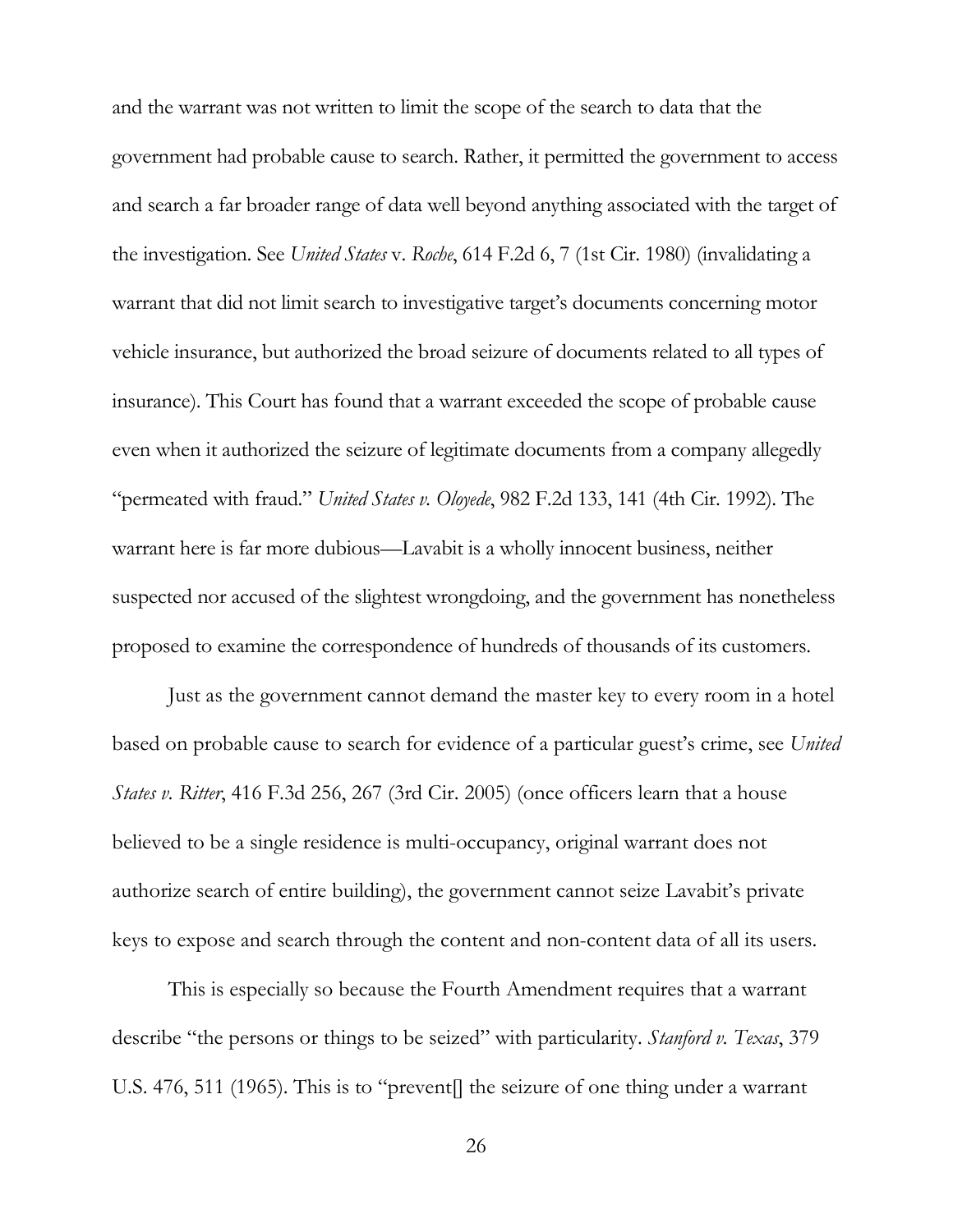and the warrant was not written to limit the scope of the search to data that the government had probable cause to search. Rather, it permitted the government to access and search a far broader range of data well beyond anything associated with the target of the investigation. See *United States* v. *Roche*, 614 F.2d 6, 7 (1st Cir. 1980) (invalidating a warrant that did not limit search to investigative target's documents concerning motor vehicle insurance, but authorized the broad seizure of documents related to all types of insurance). This Court has found that a warrant exceeded the scope of probable cause even when it authorized the seizure of legitimate documents from a company allegedly "permeated with fraud." *United States v. Oloyede*, 982 F.2d 133, 141 (4th Cir. 1992). The warrant here is far more dubious—Lavabit is a wholly innocent business, neither suspected nor accused of the slightest wrongdoing, and the government has nonetheless proposed to examine the correspondence of hundreds of thousands of its customers.

Just as the government cannot demand the master key to every room in a hotel based on probable cause to search for evidence of a particular guest's crime, see *United States v. Ritter*, 416 F.3d 256, 267 (3rd Cir. 2005) (once officers learn that a house believed to be a single residence is multi-occupancy, original warrant does not authorize search of entire building), the government cannot seize Lavabit's private keys to expose and search through the content and non-content data of all its users.

This is especially so because the Fourth Amendment requires that a warrant describe "the persons or things to be seized" with particularity. *Stanford v. Texas*, 379 U.S. 476, 511 (1965). This is to "prevent[] the seizure of one thing under a warrant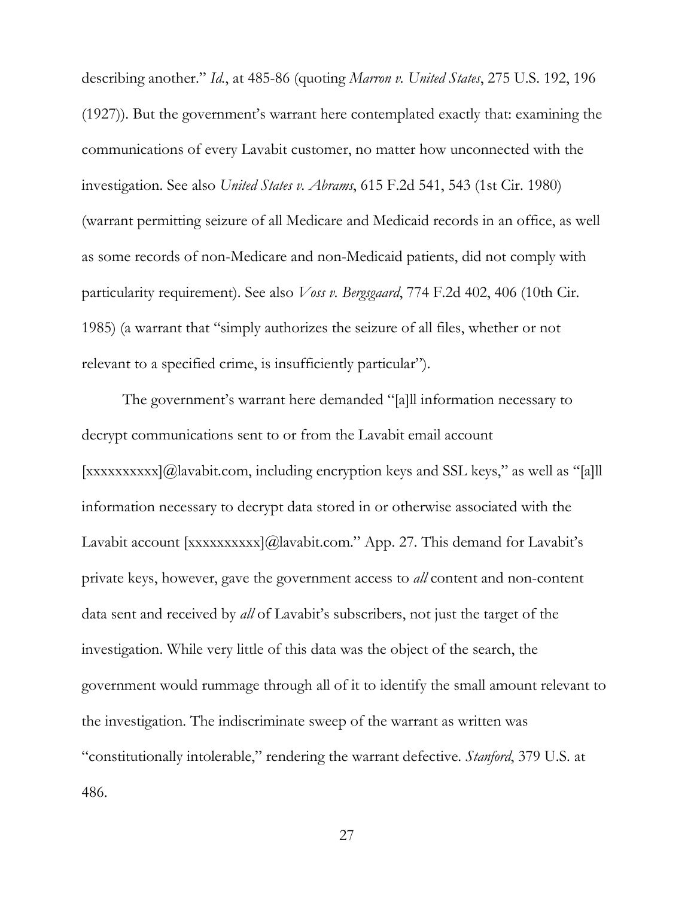describing another." *Id.*, at 485-86 (quoting *Marron v. United States*, 275 U.S. 192, 196 (1927)). But the government's warrant here contemplated exactly that: examining the communications of every Lavabit customer, no matter how unconnected with the investigation. See also *United States v. Abrams*, 615 F.2d 541, 543 (1st Cir. 1980) (warrant permitting seizure of all Medicare and Medicaid records in an office, as well as some records of non-Medicare and non-Medicaid patients, did not comply with particularity requirement). See also *Voss v. Bergsgaard*, 774 F.2d 402, 406 (10th Cir. 1985) (a warrant that "simply authorizes the seizure of all files, whether or not relevant to a specified crime, is insufficiently particular").

The government's warrant here demanded "[a]ll information necessary to decrypt communications sent to or from the Lavabit email account [xxxxxxxxxx]@lavabit.com, including encryption keys and SSL keys," as well as "[a]ll information necessary to decrypt data stored in or otherwise associated with the Lavabit account [xxxxxxxxxx]@lavabit.com." App. 27. This demand for Lavabit's private keys, however, gave the government access to *all* content and non-content data sent and received by *all* of Lavabit's subscribers, not just the target of the investigation. While very little of this data was the object of the search, the government would rummage through all of it to identify the small amount relevant to the investigation. The indiscriminate sweep of the warrant as written was "constitutionally intolerable," rendering the warrant defective. *Stanford*, 379 U.S. at 486.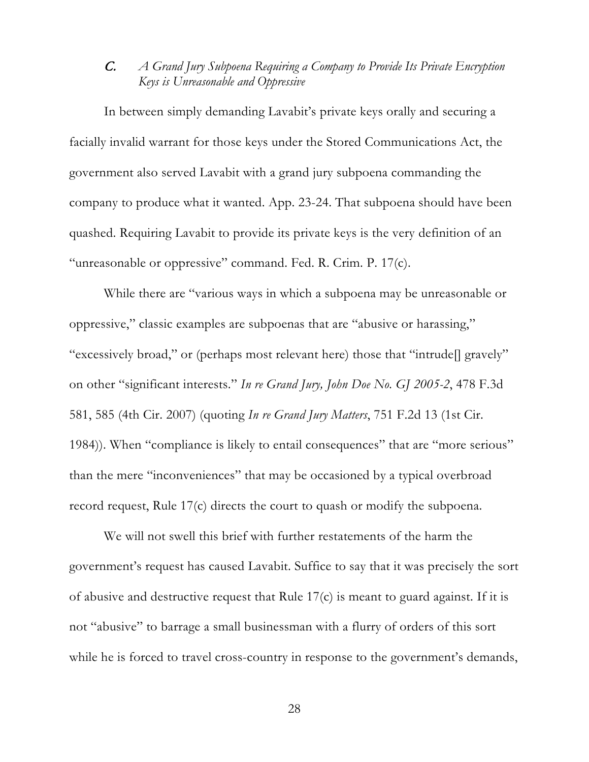### *C. A Grand Jury Subpoena Requiring a Company to Provide Its Private Encryption Keys is Unreasonable and Oppressive*

In between simply demanding Lavabit's private keys orally and securing a facially invalid warrant for those keys under the Stored Communications Act, the government also served Lavabit with a grand jury subpoena commanding the company to produce what it wanted. App. 23-24. That subpoena should have been quashed. Requiring Lavabit to provide its private keys is the very definition of an "unreasonable or oppressive" command. Fed. R. Crim. P. 17(c).

While there are "various ways in which a subpoena may be unreasonable or oppressive," classic examples are subpoenas that are "abusive or harassing," "excessively broad," or (perhaps most relevant here) those that "intrude[] gravely" on other "significant interests." *In re Grand Jury, John Doe No. GJ 2005-2*, 478 F.3d 581, 585 (4th Cir. 2007) (quoting *In re Grand Jury Matters*, 751 F.2d 13 (1st Cir. 1984)). When "compliance is likely to entail consequences" that are "more serious" than the mere "inconveniences" that may be occasioned by a typical overbroad record request, Rule 17(c) directs the court to quash or modify the subpoena.

We will not swell this brief with further restatements of the harm the government's request has caused Lavabit. Suffice to say that it was precisely the sort of abusive and destructive request that Rule 17(c) is meant to guard against. If it is not "abusive" to barrage a small businessman with a flurry of orders of this sort while he is forced to travel cross-country in response to the government's demands,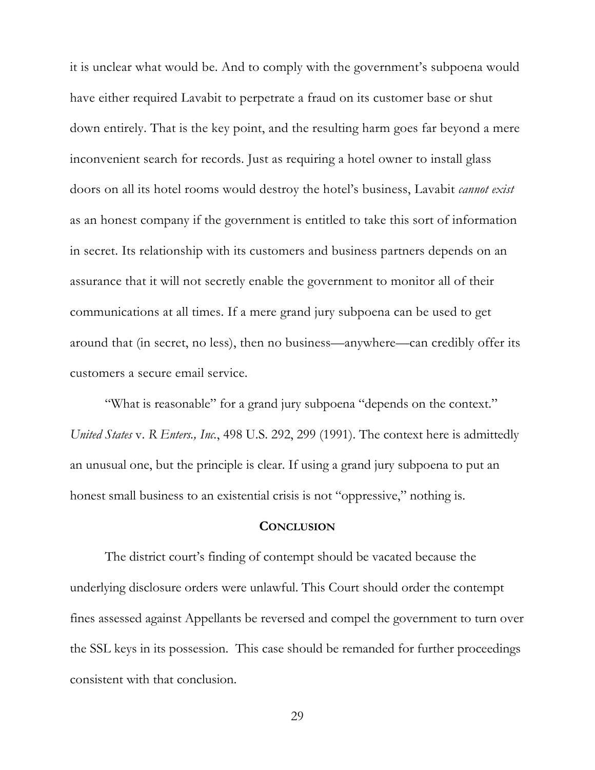it is unclear what would be. And to comply with the government's subpoena would have either required Lavabit to perpetrate a fraud on its customer base or shut down entirely. That is the key point, and the resulting harm goes far beyond a mere inconvenient search for records. Just as requiring a hotel owner to install glass doors on all its hotel rooms would destroy the hotel's business, Lavabit *cannot exist* as an honest company if the government is entitled to take this sort of information in secret. Its relationship with its customers and business partners depends on an assurance that it will not secretly enable the government to monitor all of their communications at all times. If a mere grand jury subpoena can be used to get around that (in secret, no less), then no business—anywhere—can credibly offer its customers a secure email service.

"What is reasonable" for a grand jury subpoena "depends on the context." *United States* v. *R Enters., Inc.*, 498 U.S. 292, 299 (1991). The context here is admittedly an unusual one, but the principle is clear. If using a grand jury subpoena to put an honest small business to an existential crisis is not "oppressive," nothing is.

## CONCLUSION

The district court's finding of contempt should be vacated because the underlying disclosure orders were unlawful. This Court should order the contempt fines assessed against Appellants be reversed and compel the government to turn over the SSL keys in its possession. This case should be remanded for further proceedings consistent with that conclusion.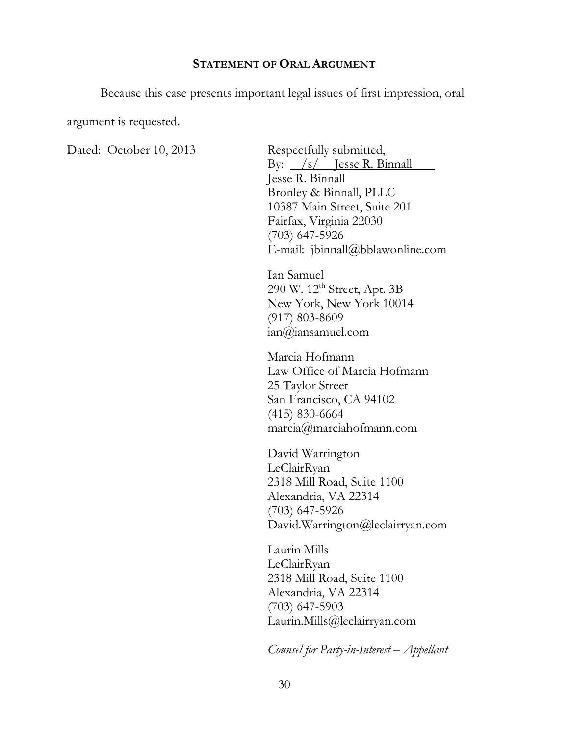## STATEMENT OF ORAL ARGUMENT

Because this case presents important legal issues of first impression, oral argument is requested.

Dated: October 10, 2013

Respectfully submitted,
By: /s/ Jesse R. Binnall
Jesse R. Binnall
Bronley & Binnall, PLLC
10387 Main Street, Suite 201
Fairfax, Virginia 22030
(703) 647-5926
E-mail: jbinnall@bblawonline.com

Ian Samuel
290 W. 12th Street, Apt. 3B
New York, New York 10014
(917) 803-8609
ian@iansamuel.com

Marcia Hofmann
Law Office of Marcia Hofmann
25 Taylor Street
San Francisco, CA 94102
(415) 830-6664
marcia@marciahofmann.com

David Warrington
LeClairRyan
2318 Mill Road, Suite 1100
Alexandria, VA 22314
(703) 647-5926
David.Warrington@leclairryan.com

Laurin Mills
LeClairRyan
2318 Mill Road, Suite 1100
Alexandria, VA 22314
(703) 647-5903
Laurin.Mills@leclairryan.com

*Counsel for Party-in-Interest – Appellant*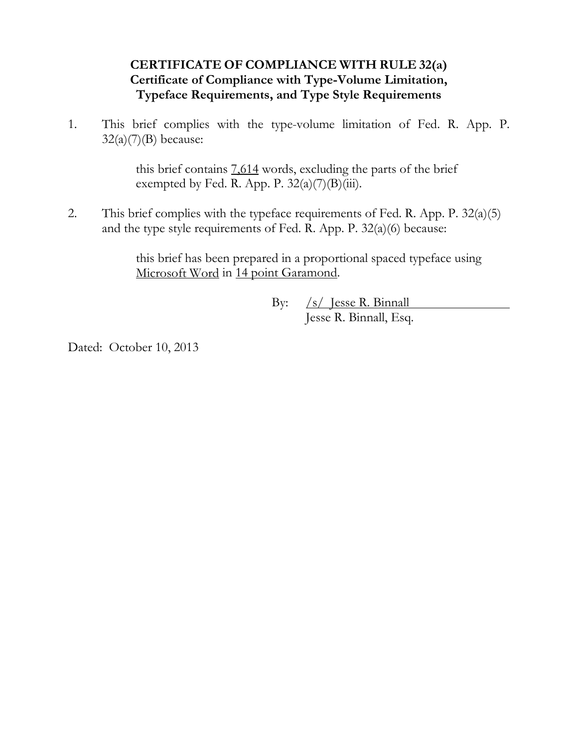**CERTIFICATE OF COMPLIANCE WITH RULE 32(a)**
**Certificate of Compliance with Type-Volume Limitation, Typeface Requirements, and Type Style Requirements**

1. This brief complies with the type-volume limitation of Fed. R. App. P. 32(a)(7)(B) because:

   this brief contains 7,614 words, excluding the parts of the brief exempted by Fed. R. App. P. 32(a)(7)(B)(iii).

2. This brief complies with the typeface requirements of Fed. R. App. P. 32(a)(5) and the type style requirements of Fed. R. App. P. 32(a)(6) because:

   this brief has been prepared in a proportional spaced typeface using Microsoft Word in 14 point Garamond.

By: /s/ Jesse R. Binnall
Jesse R. Binnall, Esq.

Dated: October 10, 2013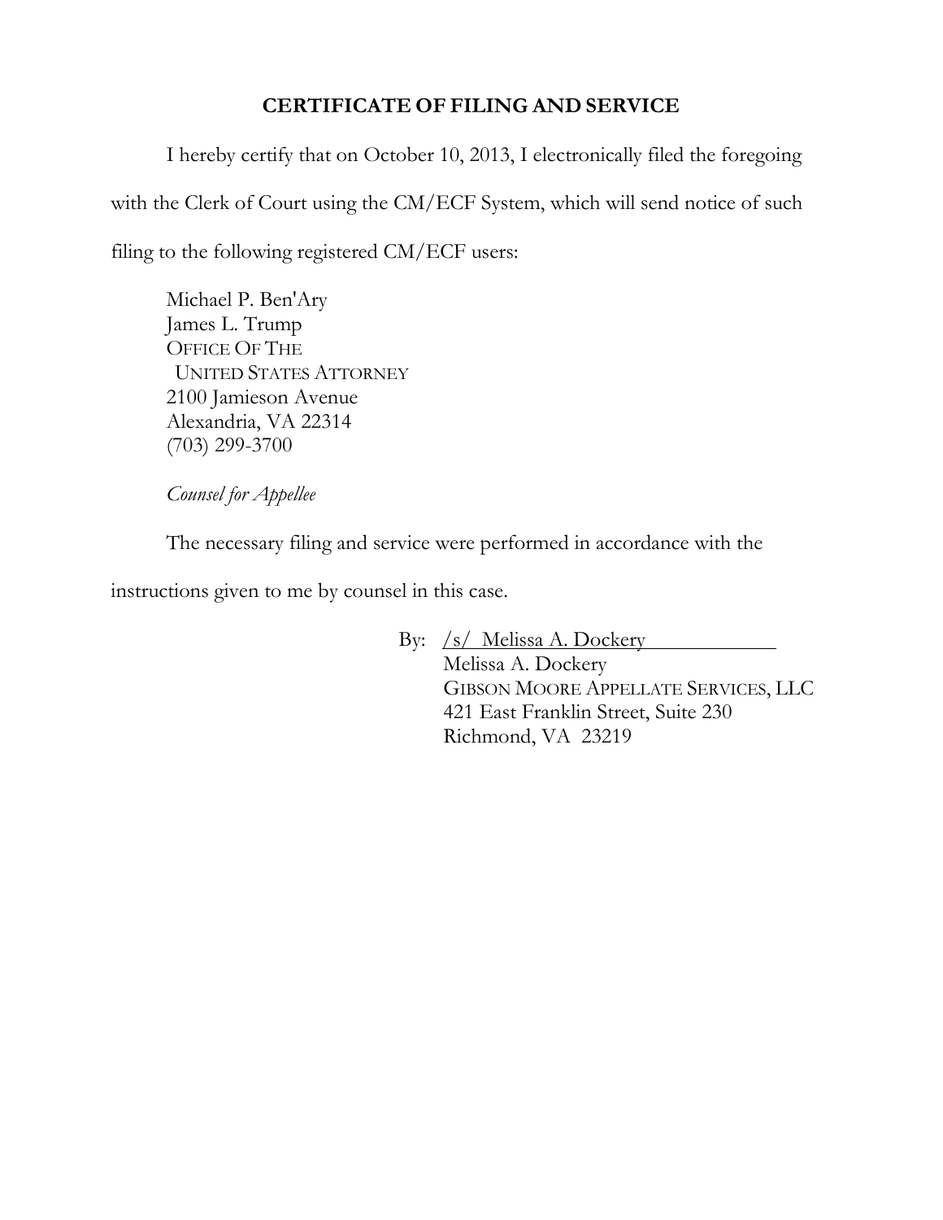## CERTIFICATE OF FILING AND SERVICE

I hereby certify that on October 10, 2013, I electronically filed the foregoing with the Clerk of Court using the CM/ECF System, which will send notice of such filing to the following registered CM/ECF users:

Michael P. Ben'Ary
James L. Trump
OFFICE OF THE
UNITED STATES ATTORNEY
2100 Jamieson Avenue
Alexandria, VA 22314
(703) 299-3700

*Counsel for Appellee*

The necessary filing and service were performed in accordance with the instructions given to me by counsel in this case.

By: /s/ Melissa A. Dockery
Melissa A. Dockery
GIBSON MOORE APPELLATE SERVICES, LLC
421 East Franklin Street, Suite 230
Richmond, VA 23219